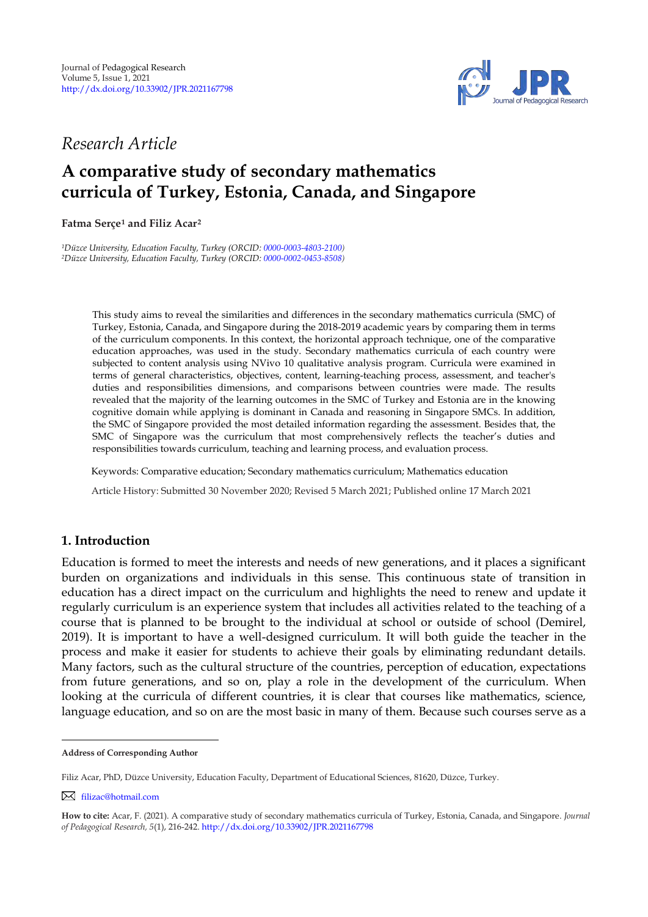*Research Article*

# A comparative study of secondary mathematics curricula of Turkey, Estonia, Canada, and Singapore

**Fatma Serçe[1] and Filiz Acar[2]**

*[1]Düzce University, Education Faculty, Turkey (ORCID: 0000-0003-4803-2100)*
*[2]Düzce University, Education Faculty, Turkey (ORCID: 0000-0002-0453-8508)*

This study aims to reveal the similarities and differences in the secondary mathematics curricula (SMC) of Turkey, Estonia, Canada, and Singapore during the 2018-2019 academic years by comparing them in terms of the curriculum components. In this context, the horizontal approach technique, one of the comparative education approaches, was used in the study. Secondary mathematics curricula of each country were subjected to content analysis using NVivo 10 qualitative analysis program. Curricula were examined in terms of general characteristics, objectives, content, learning-teaching process, assessment, and teacher's duties and responsibilities dimensions, and comparisons between countries were made. The results revealed that the majority of the learning outcomes in the SMC of Turkey and Estonia are in the knowing cognitive domain while applying is dominant in Canada and reasoning in Singapore SMCs. In addition, the SMC of Singapore provided the most detailed information regarding the assessment. Besides that, the SMC of Singapore was the curriculum that most comprehensively reflects the teacher's duties and responsibilities towards curriculum, teaching and learning process, and evaluation process.

Keywords: Comparative education; Secondary mathematics curriculum; Mathematics education

Article History: Submitted 30 November 2020; Revised 5 March 2021; Published online 17 March 2021

## 1. Introduction

Education is formed to meet the interests and needs of new generations, and it places a significant burden on organizations and individuals in this sense. This continuous state of transition in education has a direct impact on the curriculum and highlights the need to renew and update it regularly curriculum is an experience system that includes all activities related to the teaching of a course that is planned to be brought to the individual at school or outside of school (Demirel, 2019). It is important to have a well-designed curriculum. It will both guide the teacher in the process and make it easier for students to achieve their goals by eliminating redundant details. Many factors, such as the cultural structure of the countries, perception of education, expectations from future generations, and so on, play a role in the development of the curriculum. When looking at the curricula of different countries, it is clear that courses like mathematics, science, language education, and so on are the most basic in many of them. Because such courses serve as a

---

**Address of Corresponding Author**

Filiz Acar, PhD, Düzce University, Education Faculty, Department of Educational Sciences, 81620, Düzce, Turkey.

filizac@hotmail.com

**How to cite:** Acar, F. (2021). A comparative study of secondary mathematics curricula of Turkey, Estonia, Canada, and Singapore. *Journal of Pedagogical Research, 5*(1), 216-242. http://dx.doi.org/10.33902/JPR.2021167798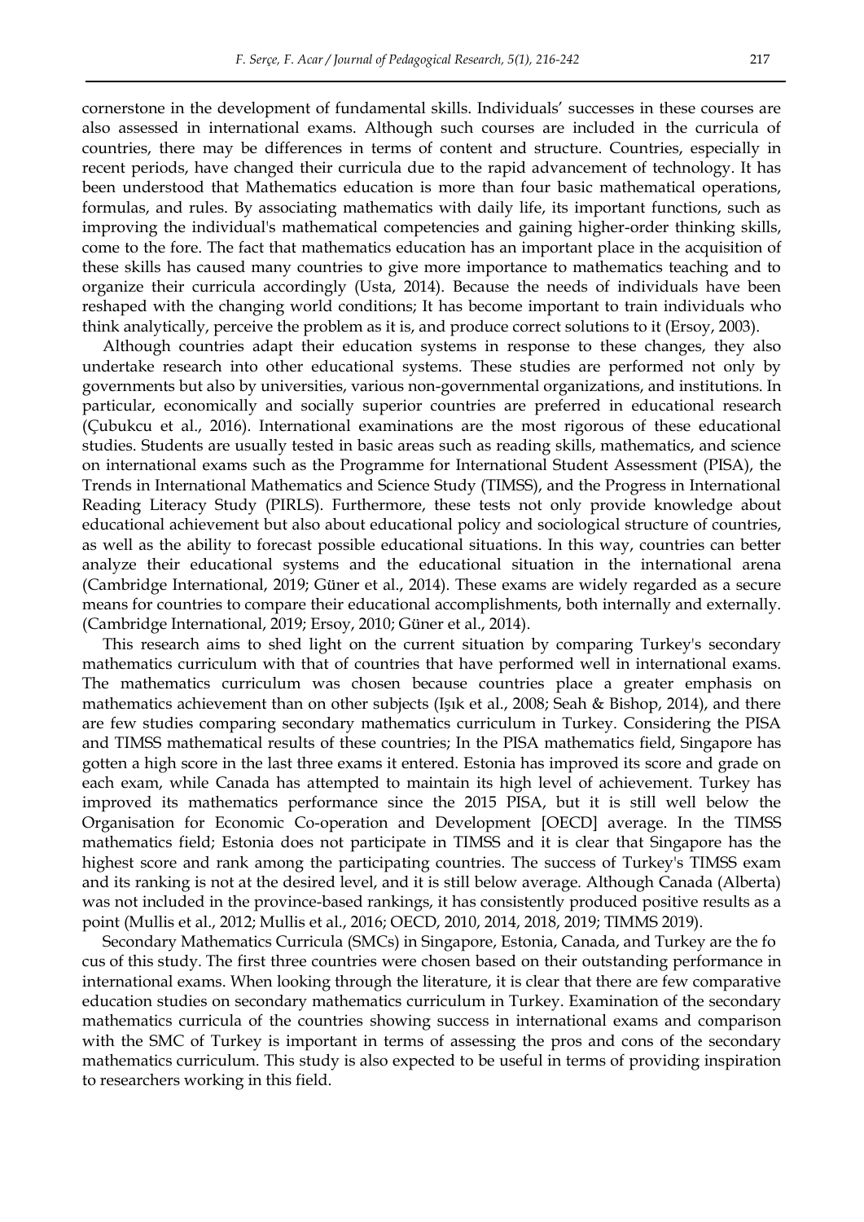cornerstone in the development of fundamental skills. Individuals' successes in these courses are also assessed in international exams. Although such courses are included in the curricula of countries, there may be differences in terms of content and structure. Countries, especially in recent periods, have changed their curricula due to the rapid advancement of technology. It has been understood that Mathematics education is more than four basic mathematical operations, formulas, and rules. By associating mathematics with daily life, its important functions, such as improving the individual's mathematical competencies and gaining higher-order thinking skills, come to the fore. The fact that mathematics education has an important place in the acquisition of these skills has caused many countries to give more importance to mathematics teaching and to organize their curricula accordingly (Usta, 2014). Because the needs of individuals have been reshaped with the changing world conditions; It has become important to train individuals who think analytically, perceive the problem as it is, and produce correct solutions to it (Ersoy, 2003).

Although countries adapt their education systems in response to these changes, they also undertake research into other educational systems. These studies are performed not only by governments but also by universities, various non-governmental organizations, and institutions. In particular, economically and socially superior countries are preferred in educational research (Çubukcu et al., 2016). International examinations are the most rigorous of these educational studies. Students are usually tested in basic areas such as reading skills, mathematics, and science on international exams such as the Programme for International Student Assessment (PISA), the Trends in International Mathematics and Science Study (TIMSS), and the Progress in International Reading Literacy Study (PIRLS). Furthermore, these tests not only provide knowledge about educational achievement but also about educational policy and sociological structure of countries, as well as the ability to forecast possible educational situations. In this way, countries can better analyze their educational systems and the educational situation in the international arena (Cambridge International, 2019; Güner et al., 2014). These exams are widely regarded as a secure means for countries to compare their educational accomplishments, both internally and externally. (Cambridge International, 2019; Ersoy, 2010; Güner et al., 2014).

This research aims to shed light on the current situation by comparing Turkey's secondary mathematics curriculum with that of countries that have performed well in international exams. The mathematics curriculum was chosen because countries place a greater emphasis on mathematics achievement than on other subjects (Işık et al., 2008; Seah & Bishop, 2014), and there are few studies comparing secondary mathematics curriculum in Turkey. Considering the PISA and TIMSS mathematical results of these countries; In the PISA mathematics field, Singapore has gotten a high score in the last three exams it entered. Estonia has improved its score and grade on each exam, while Canada has attempted to maintain its high level of achievement. Turkey has improved its mathematics performance since the 2015 PISA, but it is still well below the Organisation for Economic Co-operation and Development [OECD] average. In the TIMSS mathematics field; Estonia does not participate in TIMSS and it is clear that Singapore has the highest score and rank among the participating countries. The success of Turkey's TIMSS exam and its ranking is not at the desired level, and it is still below average. Although Canada (Alberta) was not included in the province-based rankings, it has consistently produced positive results as a point (Mullis et al., 2012; Mullis et al., 2016; OECD, 2010, 2014, 2018, 2019; TIMMS 2019).

Secondary Mathematics Curricula (SMCs) in Singapore, Estonia, Canada, and Turkey are the focus of this study. The first three countries were chosen based on their outstanding performance in international exams. When looking through the literature, it is clear that there are few comparative education studies on secondary mathematics curriculum in Turkey. Examination of the secondary mathematics curricula of the countries showing success in international exams and comparison with the SMC of Turkey is important in terms of assessing the pros and cons of the secondary mathematics curriculum. This study is also expected to be useful in terms of providing inspiration to researchers working in this field.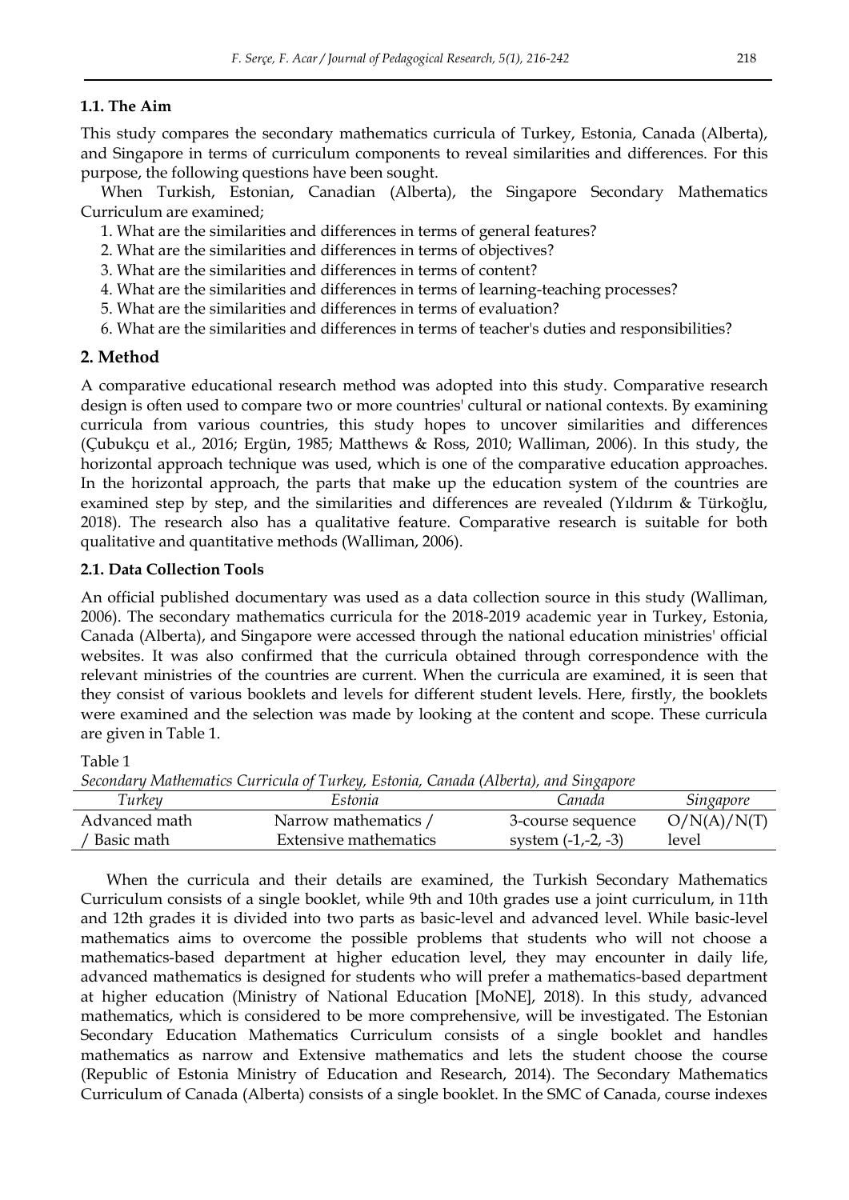### 1.1. The Aim

This study compares the secondary mathematics curricula of Turkey, Estonia, Canada (Alberta), and Singapore in terms of curriculum components to reveal similarities and differences. For this purpose, the following questions have been sought.

When Turkish, Estonian, Canadian (Alberta), the Singapore Secondary Mathematics Curriculum are examined;

1. What are the similarities and differences in terms of general features?
2. What are the similarities and differences in terms of objectives?
3. What are the similarities and differences in terms of content?
4. What are the similarities and differences in terms of learning-teaching processes?
5. What are the similarities and differences in terms of evaluation?
6. What are the similarities and differences in terms of teacher's duties and responsibilities?

## 2. Method

A comparative educational research method was adopted into this study. Comparative research design is often used to compare two or more countries' cultural or national contexts. By examining curricula from various countries, this study hopes to uncover similarities and differences (Çubukçu et al., 2016; Ergün, 1985; Matthews & Ross, 2010; Walliman, 2006). In this study, the horizontal approach technique was used, which is one of the comparative education approaches. In the horizontal approach, the parts that make up the education system of the countries are examined step by step, and the similarities and differences are revealed (Yıldırım & Türkoğlu, 2018). The research also has a qualitative feature. Comparative research is suitable for both qualitative and quantitative methods (Walliman, 2006).

### 2.1. Data Collection Tools

An official published documentary was used as a data collection source in this study (Walliman, 2006). The secondary mathematics curricula for the 2018-2019 academic year in Turkey, Estonia, Canada (Alberta), and Singapore were accessed through the national education ministries' official websites. It was also confirmed that the curricula obtained through correspondence with the relevant ministries of the countries are current. When the curricula are examined, it is seen that they consist of various booklets and levels for different student levels. Here, firstly, the booklets were examined and the selection was made by looking at the content and scope. These curricula are given in Table 1.

Table 1

*Secondary Mathematics Curricula of Turkey, Estonia, Canada (Alberta), and Singapore*

| *Turkey* | *Estonia* | *Canada* | *Singapore* |
|---|---|---|---|
| Advanced math / Basic math | Narrow mathematics / Extensive mathematics | 3-course sequence system (-1,-2, -3) | O/N(A)/N(T) level |

When the curricula and their details are examined, the Turkish Secondary Mathematics Curriculum consists of a single booklet, while 9th and 10th grades use a joint curriculum, in 11th and 12th grades it is divided into two parts as basic-level and advanced level. While basic-level mathematics aims to overcome the possible problems that students who will not choose a mathematics-based department at higher education level, they may encounter in daily life, advanced mathematics is designed for students who will prefer a mathematics-based department at higher education (Ministry of National Education [MoNE], 2018). In this study, advanced mathematics, which is considered to be more comprehensive, will be investigated. The Estonian Secondary Education Mathematics Curriculum consists of a single booklet and handles mathematics as narrow and Extensive mathematics and lets the student choose the course (Republic of Estonia Ministry of Education and Research, 2014). The Secondary Mathematics Curriculum of Canada (Alberta) consists of a single booklet. In the SMC of Canada, course indexes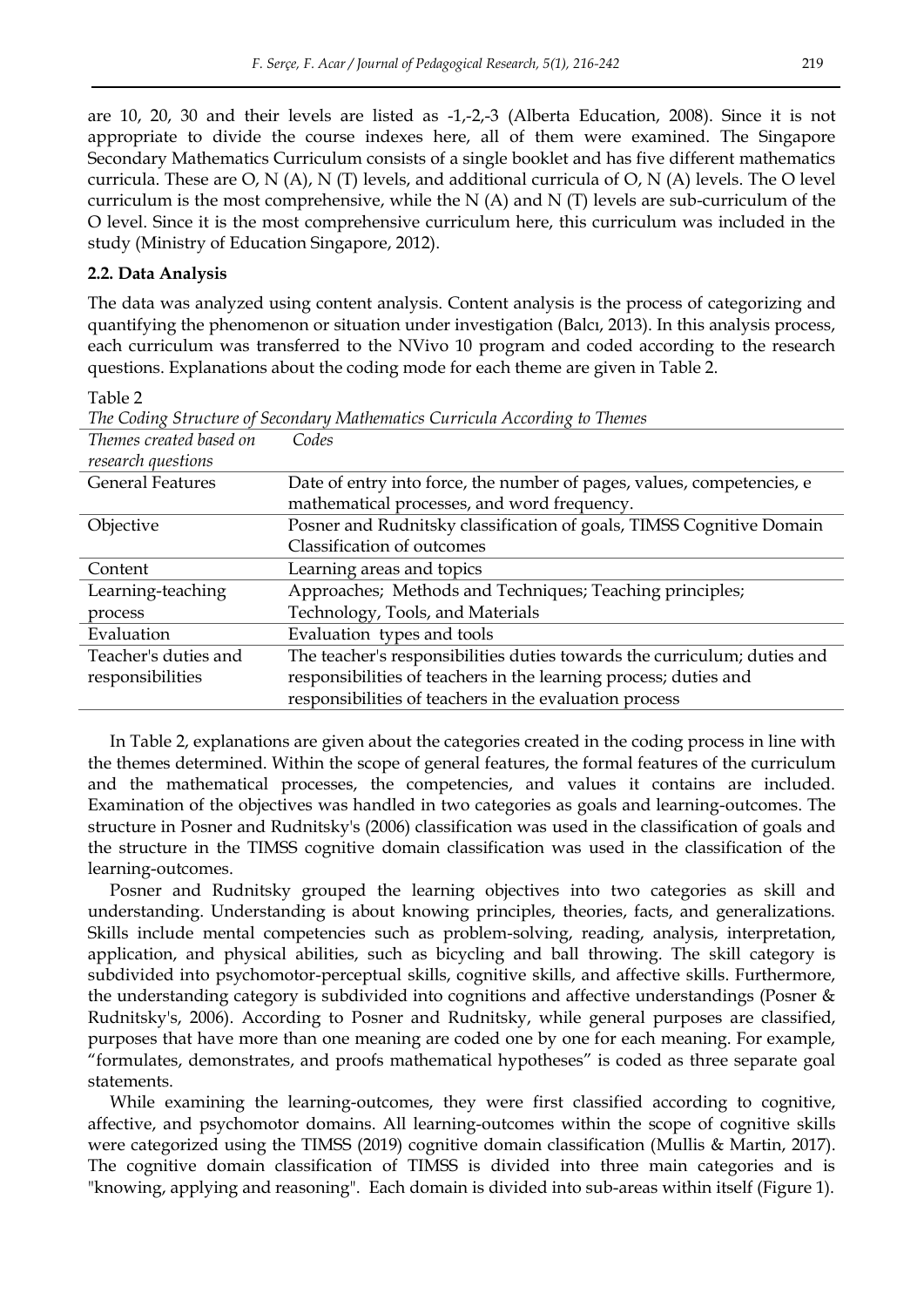are 10, 20, 30 and their levels are listed as -1,-2,-3 (Alberta Education, 2008). Since it is not appropriate to divide the course indexes here, all of them were examined. The Singapore Secondary Mathematics Curriculum consists of a single booklet and has five different mathematics curricula. These are O, N (A), N (T) levels, and additional curricula of O, N (A) levels. The O level curriculum is the most comprehensive, while the N (A) and N (T) levels are sub-curriculum of the O level. Since it is the most comprehensive curriculum here, this curriculum was included in the study (Ministry of Education Singapore, 2012).

### 2.2. Data Analysis

The data was analyzed using content analysis. Content analysis is the process of categorizing and quantifying the phenomenon or situation under investigation (Balcı, 2013). In this analysis process, each curriculum was transferred to the NVivo 10 program and coded according to the research questions. Explanations about the coding mode for each theme are given in Table 2.

Table 2

*The Coding Structure of Secondary Mathematics Curricula According to Themes*

| *Themes created based on research questions* | *Codes* |
|---|---|
| General Features | Date of entry into force, the number of pages, values, competencies, e mathematical processes, and word frequency. |
| Objective | Posner and Rudnitsky classification of goals, TIMSS Cognitive Domain Classification of outcomes |
| Content | Learning areas and topics |
| Learning-teaching process | Approaches; Methods and Techniques; Teaching principles; Technology, Tools, and Materials |
| Evaluation | Evaluation types and tools |
| Teacher's duties and responsibilities | The teacher's responsibilities duties towards the curriculum; duties and responsibilities of teachers in the learning process; duties and responsibilities of teachers in the evaluation process |

In Table 2, explanations are given about the categories created in the coding process in line with the themes determined. Within the scope of general features, the formal features of the curriculum and the mathematical processes, the competencies, and values it contains are included. Examination of the objectives was handled in two categories as goals and learning-outcomes. The structure in Posner and Rudnitsky's (2006) classification was used in the classification of goals and the structure in the TIMSS cognitive domain classification was used in the classification of the learning-outcomes.

Posner and Rudnitsky grouped the learning objectives into two categories as skill and understanding. Understanding is about knowing principles, theories, facts, and generalizations. Skills include mental competencies such as problem-solving, reading, analysis, interpretation, application, and physical abilities, such as bicycling and ball throwing. The skill category is subdivided into psychomotor-perceptual skills, cognitive skills, and affective skills. Furthermore, the understanding category is subdivided into cognitions and affective understandings (Posner & Rudnitsky's, 2006). According to Posner and Rudnitsky, while general purposes are classified, purposes that have more than one meaning are coded one by one for each meaning. For example, "formulates, demonstrates, and proofs mathematical hypotheses" is coded as three separate goal statements.

While examining the learning-outcomes, they were first classified according to cognitive, affective, and psychomotor domains. All learning-outcomes within the scope of cognitive skills were categorized using the TIMSS (2019) cognitive domain classification (Mullis & Martin, 2017). The cognitive domain classification of TIMSS is divided into three main categories and is "knowing, applying and reasoning". Each domain is divided into sub-areas within itself (Figure 1).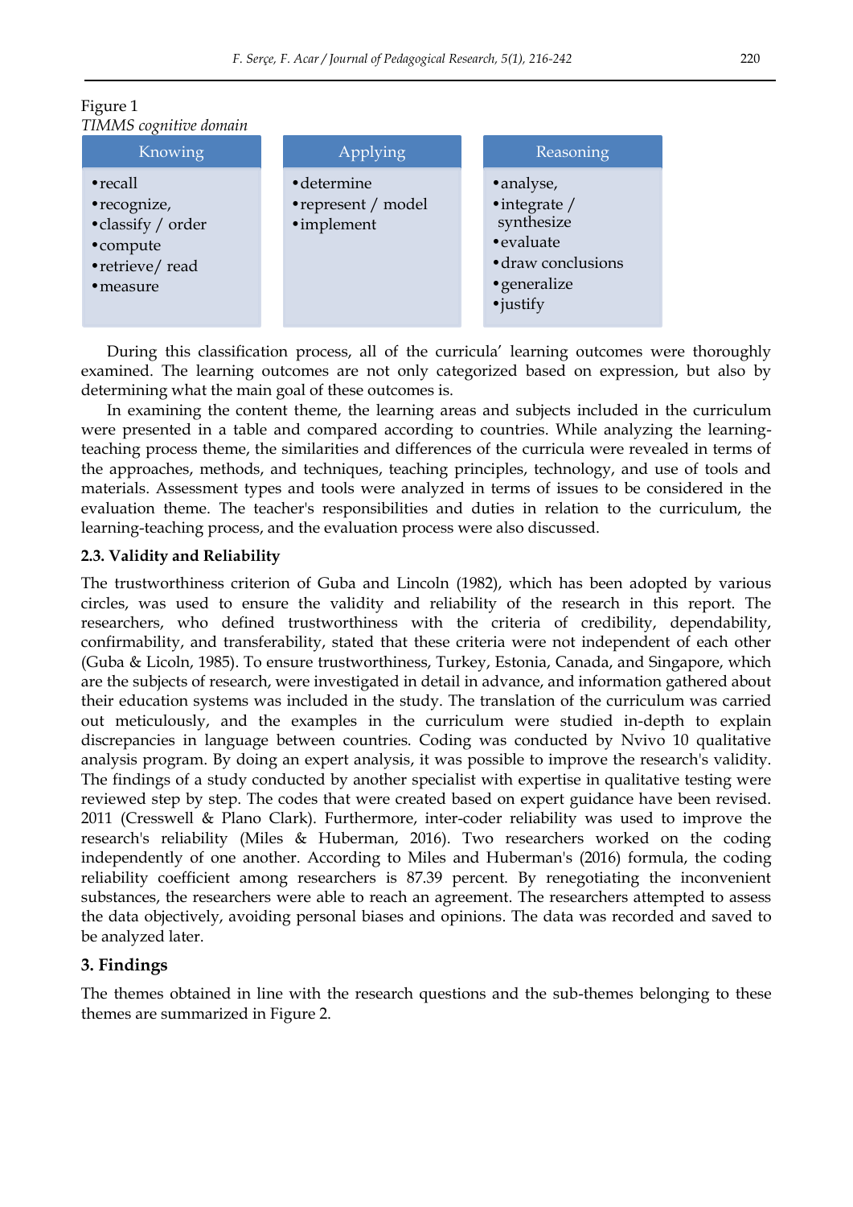Figure 1
*TIMMS cognitive domain*

| Knowing | Applying | Reasoning |
| --- | --- | --- |
| •recall<br>•recognize,<br>•classify / order<br>•compute<br>•retrieve/ read<br>•measure | •determine<br>•represent / model<br>•implement | •analyse,<br>•integrate / synthesize<br>•evaluate<br>•draw conclusions<br>•generalize<br>•justify |

During this classification process, all of the curricula' learning outcomes were thoroughly examined. The learning outcomes are not only categorized based on expression, but also by determining what the main goal of these outcomes is.

In examining the content theme, the learning areas and subjects included in the curriculum were presented in a table and compared according to countries. While analyzing the learning-teaching process theme, the similarities and differences of the curricula were revealed in terms of the approaches, methods, and techniques, teaching principles, technology, and use of tools and materials. Assessment types and tools were analyzed in terms of issues to be considered in the evaluation theme. The teacher's responsibilities and duties in relation to the curriculum, the learning-teaching process, and the evaluation process were also discussed.

### 2.3. Validity and Reliability

The trustworthiness criterion of Guba and Lincoln (1982), which has been adopted by various circles, was used to ensure the validity and reliability of the research in this report. The researchers, who defined trustworthiness with the criteria of credibility, dependability, confirmability, and transferability, stated that these criteria were not independent of each other (Guba & Licoln, 1985). To ensure trustworthiness, Turkey, Estonia, Canada, and Singapore, which are the subjects of research, were investigated in detail in advance, and information gathered about their education systems was included in the study. The translation of the curriculum was carried out meticulously, and the examples in the curriculum were studied in-depth to explain discrepancies in language between countries. Coding was conducted by Nvivo 10 qualitative analysis program. By doing an expert analysis, it was possible to improve the research's validity. The findings of a study conducted by another specialist with expertise in qualitative testing were reviewed step by step. The codes that were created based on expert guidance have been revised. 2011 (Cresswell & Plano Clark). Furthermore, inter-coder reliability was used to improve the research's reliability (Miles & Huberman, 2016). Two researchers worked on the coding independently of one another. According to Miles and Huberman's (2016) formula, the coding reliability coefficient among researchers is 87.39 percent. By renegotiating the inconvenient substances, the researchers were able to reach an agreement. The researchers attempted to assess the data objectively, avoiding personal biases and opinions. The data was recorded and saved to be analyzed later.

## 3. Findings

The themes obtained in line with the research questions and the sub-themes belonging to these themes are summarized in Figure 2.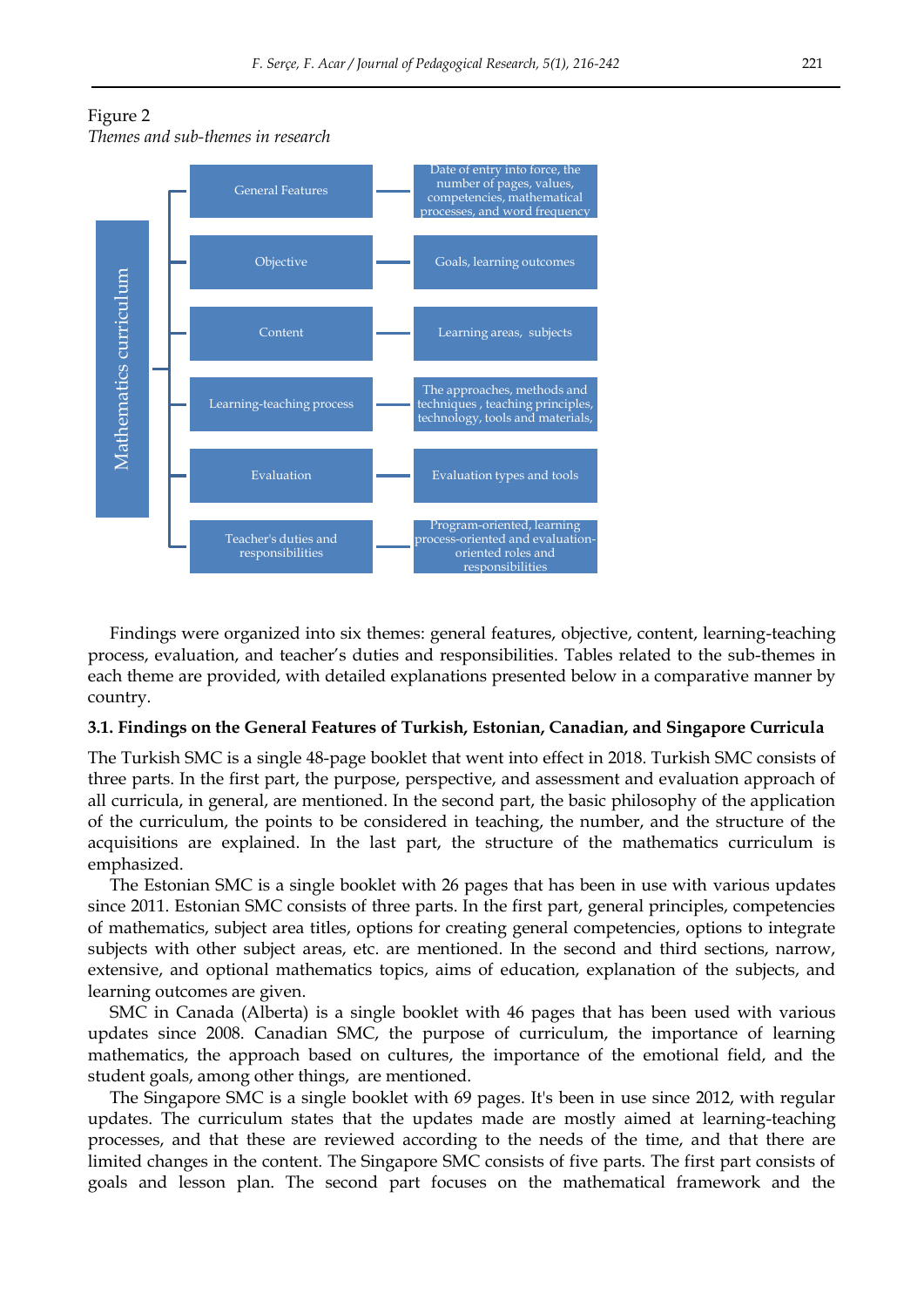Figure 2

*Themes and sub-themes in research*

| Mathematics curriculum | |
|---|---|
| General Features | Date of entry into force, the number of pages, values, competencies, mathematical processes, and word frequency |
| Objective | Goals, learning outcomes |
| Content | Learning areas, subjects |
| Learning-teaching process | The approaches, methods and techniques , teaching principles, technology, tools and materials, |
| Evaluation | Evaluation types and tools |
| Teacher's duties and responsibilities | Program-oriented, learning process-oriented and evaluation-oriented roles and responsibilities |

Findings were organized into six themes: general features, objective, content, learning-teaching process, evaluation, and teacher's duties and responsibilities. Tables related to the sub-themes in each theme are provided, with detailed explanations presented below in a comparative manner by country.

### 3.1. Findings on the General Features of Turkish, Estonian, Canadian, and Singapore Curricula

The Turkish SMC is a single 48-page booklet that went into effect in 2018. Turkish SMC consists of three parts. In the first part, the purpose, perspective, and assessment and evaluation approach of all curricula, in general, are mentioned. In the second part, the basic philosophy of the application of the curriculum, the points to be considered in teaching, the number, and the structure of the acquisitions are explained. In the last part, the structure of the mathematics curriculum is emphasized.

The Estonian SMC is a single booklet with 26 pages that has been in use with various updates since 2011. Estonian SMC consists of three parts. In the first part, general principles, competencies of mathematics, subject area titles, options for creating general competencies, options to integrate subjects with other subject areas, etc. are mentioned. In the second and third sections, narrow, extensive, and optional mathematics topics, aims of education, explanation of the subjects, and learning outcomes are given.

SMC in Canada (Alberta) is a single booklet with 46 pages that has been used with various updates since 2008. Canadian SMC, the purpose of curriculum, the importance of learning mathematics, the approach based on cultures, the importance of the emotional field, and the student goals, among other things, are mentioned.

The Singapore SMC is a single booklet with 69 pages. It's been in use since 2012, with regular updates. The curriculum states that the updates made are mostly aimed at learning-teaching processes, and that these are reviewed according to the needs of the time, and that there are limited changes in the content. The Singapore SMC consists of five parts. The first part consists of goals and lesson plan. The second part focuses on the mathematical framework and the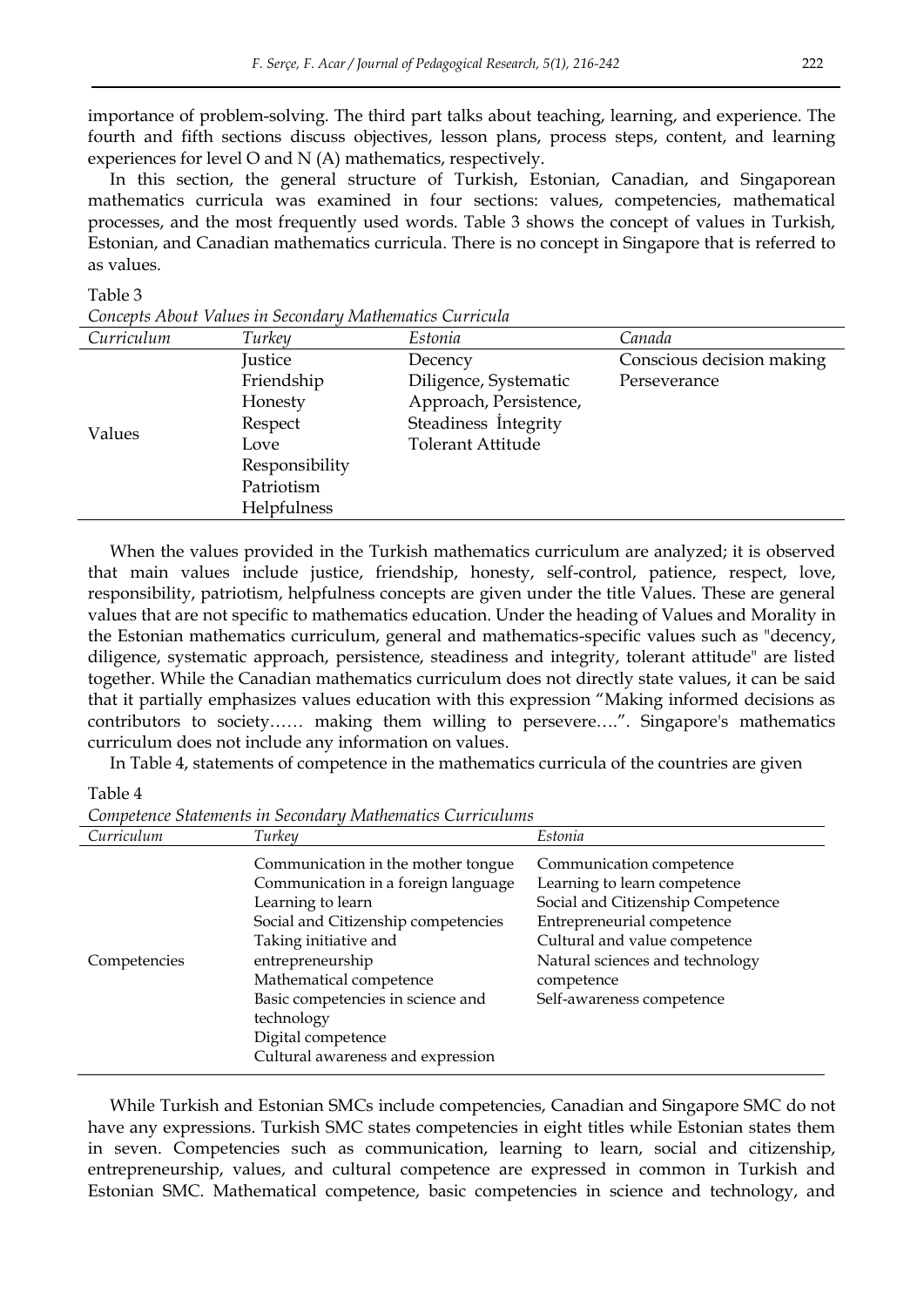importance of problem-solving. The third part talks about teaching, learning, and experience. The fourth and fifth sections discuss objectives, lesson plans, process steps, content, and learning experiences for level O and N (A) mathematics, respectively.

In this section, the general structure of Turkish, Estonian, Canadian, and Singaporean mathematics curricula was examined in four sections: values, competencies, mathematical processes, and the most frequently used words. Table 3 shows the concept of values in Turkish, Estonian, and Canadian mathematics curricula. There is no concept in Singapore that is referred to as values.

Table 3
*Concepts About Values in Secondary Mathematics Curricula*

| *Curriculum* | *Turkey* | *Estonia* | *Canada* |
|---|---|---|---|
| Values | Justice<br>Friendship<br>Honesty<br>Respect<br>Love<br>Responsibility<br>Patriotism<br>Helpfulness | Decency<br>Diligence, Systematic<br>Approach, Persistence,<br>Steadiness İntegrity<br>Tolerant Attitude | Conscious decision making<br>Perseverance |

When the values provided in the Turkish mathematics curriculum are analyzed; it is observed that main values include justice, friendship, honesty, self-control, patience, respect, love, responsibility, patriotism, helpfulness concepts are given under the title Values. These are general values that are not specific to mathematics education. Under the heading of Values and Morality in the Estonian mathematics curriculum, general and mathematics-specific values such as "decency, diligence, systematic approach, persistence, steadiness and integrity, tolerant attitude" are listed together. While the Canadian mathematics curriculum does not directly state values, it can be said that it partially emphasizes values education with this expression "Making informed decisions as contributors to society…… making them willing to persevere….". Singapore's mathematics curriculum does not include any information on values.

In Table 4, statements of competence in the mathematics curricula of the countries are given

Table 4
*Competence Statements in Secondary Mathematics Curriculums*

| *Curriculum* | *Turkey* | *Estonia* |
|---|---|---|
| Competencies | Communication in the mother tongue<br>Communication in a foreign language<br>Learning to learn<br>Social and Citizenship competencies<br>Taking initiative and entrepreneurship<br>Mathematical competence<br>Basic competencies in science and technology<br>Digital competence<br>Cultural awareness and expression | Communication competence<br>Learning to learn competence<br>Social and Citizenship Competence<br>Entrepreneurial competence<br>Cultural and value competence<br>Natural sciences and technology competence<br>Self-awareness competence |

While Turkish and Estonian SMCs include competencies, Canadian and Singapore SMC do not have any expressions. Turkish SMC states competencies in eight titles while Estonian states them in seven. Competencies such as communication, learning to learn, social and citizenship, entrepreneurship, values, and cultural competence are expressed in common in Turkish and Estonian SMC. Mathematical competence, basic competencies in science and technology, and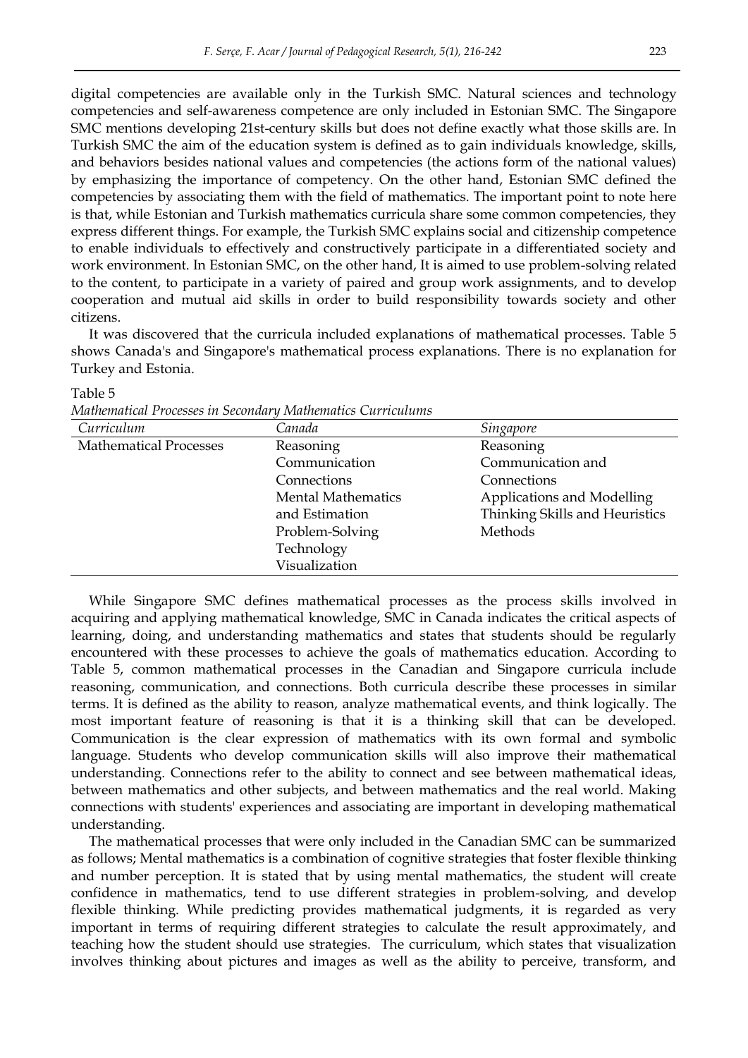digital competencies are available only in the Turkish SMC. Natural sciences and technology competencies and self-awareness competence are only included in Estonian SMC. The Singapore SMC mentions developing 21st-century skills but does not define exactly what those skills are. In Turkish SMC the aim of the education system is defined as to gain individuals knowledge, skills, and behaviors besides national values and competencies (the actions form of the national values) by emphasizing the importance of competency. On the other hand, Estonian SMC defined the competencies by associating them with the field of mathematics. The important point to note here is that, while Estonian and Turkish mathematics curricula share some common competencies, they express different things. For example, the Turkish SMC explains social and citizenship competence to enable individuals to effectively and constructively participate in a differentiated society and work environment. In Estonian SMC, on the other hand, It is aimed to use problem-solving related to the content, to participate in a variety of paired and group work assignments, and to develop cooperation and mutual aid skills in order to build responsibility towards society and other citizens.

It was discovered that the curricula included explanations of mathematical processes. Table 5 shows Canada's and Singapore's mathematical process explanations. There is no explanation for Turkey and Estonia.

Table 5

*Mathematical Processes in Secondary Mathematics Curriculums*

| *Curriculum* | *Canada* | *Singapore* |
|---|---|---|
| Mathematical Processes | Reasoning | Reasoning |
| | Communication | Communication and |
| | Connections | Connections |
| | Mental Mathematics | Applications and Modelling |
| | and Estimation | Thinking Skills and Heuristics |
| | Problem-Solving | Methods |
| | Technology | |
| | Visualization | |

While Singapore SMC defines mathematical processes as the process skills involved in acquiring and applying mathematical knowledge, SMC in Canada indicates the critical aspects of learning, doing, and understanding mathematics and states that students should be regularly encountered with these processes to achieve the goals of mathematics education. According to Table 5, common mathematical processes in the Canadian and Singapore curricula include reasoning, communication, and connections. Both curricula describe these processes in similar terms. It is defined as the ability to reason, analyze mathematical events, and think logically. The most important feature of reasoning is that it is a thinking skill that can be developed. Communication is the clear expression of mathematics with its own formal and symbolic language. Students who develop communication skills will also improve their mathematical understanding. Connections refer to the ability to connect and see between mathematical ideas, between mathematics and other subjects, and between mathematics and the real world. Making connections with students' experiences and associating are important in developing mathematical understanding.

The mathematical processes that were only included in the Canadian SMC can be summarized as follows; Mental mathematics is a combination of cognitive strategies that foster flexible thinking and number perception. It is stated that by using mental mathematics, the student will create confidence in mathematics, tend to use different strategies in problem-solving, and develop flexible thinking. While predicting provides mathematical judgments, it is regarded as very important in terms of requiring different strategies to calculate the result approximately, and teaching how the student should use strategies. The curriculum, which states that visualization involves thinking about pictures and images as well as the ability to perceive, transform, and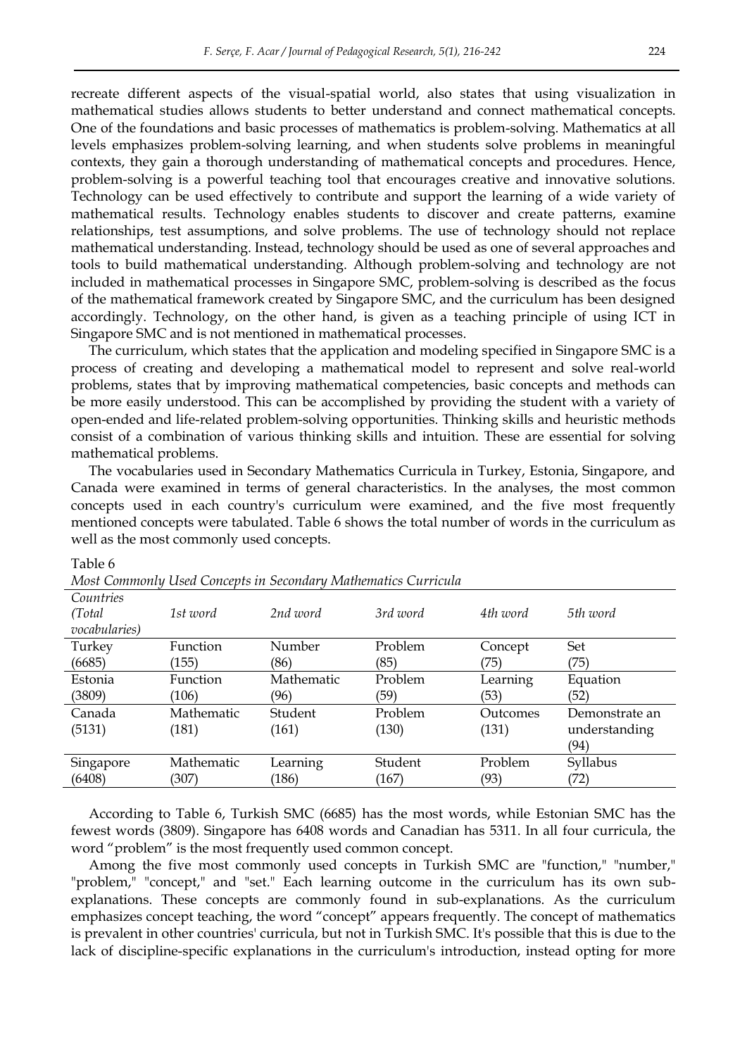recreate different aspects of the visual-spatial world, also states that using visualization in mathematical studies allows students to better understand and connect mathematical concepts. One of the foundations and basic processes of mathematics is problem-solving. Mathematics at all levels emphasizes problem-solving learning, and when students solve problems in meaningful contexts, they gain a thorough understanding of mathematical concepts and procedures. Hence, problem-solving is a powerful teaching tool that encourages creative and innovative solutions. Technology can be used effectively to contribute and support the learning of a wide variety of mathematical results. Technology enables students to discover and create patterns, examine relationships, test assumptions, and solve problems. The use of technology should not replace mathematical understanding. Instead, technology should be used as one of several approaches and tools to build mathematical understanding. Although problem-solving and technology are not included in mathematical processes in Singapore SMC, problem-solving is described as the focus of the mathematical framework created by Singapore SMC, and the curriculum has been designed accordingly. Technology, on the other hand, is given as a teaching principle of using ICT in Singapore SMC and is not mentioned in mathematical processes.

The curriculum, which states that the application and modeling specified in Singapore SMC is a process of creating and developing a mathematical model to represent and solve real-world problems, states that by improving mathematical competencies, basic concepts and methods can be more easily understood. This can be accomplished by providing the student with a variety of open-ended and life-related problem-solving opportunities. Thinking skills and heuristic methods consist of a combination of various thinking skills and intuition. These are essential for solving mathematical problems.

The vocabularies used in Secondary Mathematics Curricula in Turkey, Estonia, Singapore, and Canada were examined in terms of general characteristics. In the analyses, the most common concepts used in each country's curriculum were examined, and the five most frequently mentioned concepts were tabulated. Table 6 shows the total number of words in the curriculum as well as the most commonly used concepts.

Table 6
*Most Commonly Used Concepts in Secondary Mathematics Curricula*

| *Countries (Total vocabularies)* | *1st word* | *2nd word* | *3rd word* | *4th word* | *5th word* |
|---|---|---|---|---|---|
| Turkey (6685) | Function (155) | Number (86) | Problem (85) | Concept (75) | Set (75) |
| Estonia (3809) | Function (106) | Mathematic (96) | Problem (59) | Learning (53) | Equation (52) |
| Canada (5131) | Mathematic (181) | Student (161) | Problem (130) | Outcomes (131) | Demonstrate an understanding (94) |
| Singapore (6408) | Mathematic (307) | Learning (186) | Student (167) | Problem (93) | Syllabus (72) |

According to Table 6, Turkish SMC (6685) has the most words, while Estonian SMC has the fewest words (3809). Singapore has 6408 words and Canadian has 5311. In all four curricula, the word "problem" is the most frequently used common concept.

Among the five most commonly used concepts in Turkish SMC are "function," "number," "problem," "concept," and "set." Each learning outcome in the curriculum has its own sub-explanations. These concepts are commonly found in sub-explanations. As the curriculum emphasizes concept teaching, the word "concept" appears frequently. The concept of mathematics is prevalent in other countries' curricula, but not in Turkish SMC. It's possible that this is due to the lack of discipline-specific explanations in the curriculum's introduction, instead opting for more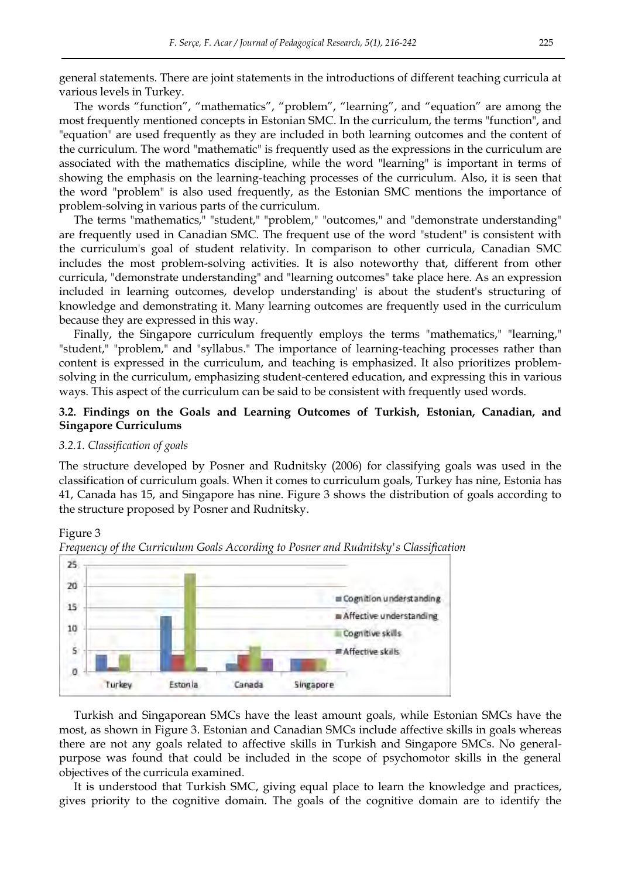general statements. There are joint statements in the introductions of different teaching curricula at various levels in Turkey.

The words “function”, “mathematics”, “problem”, “learning”, and “equation” are among the most frequently mentioned concepts in Estonian SMC. In the curriculum, the terms "function", and "equation" are used frequently as they are included in both learning outcomes and the content of the curriculum. The word "mathematic" is frequently used as the expressions in the curriculum are associated with the mathematics discipline, while the word "learning" is important in terms of showing the emphasis on the learning-teaching processes of the curriculum. Also, it is seen that the word "problem" is also used frequently, as the Estonian SMC mentions the importance of problem-solving in various parts of the curriculum.

The terms "mathematics," "student," "problem," "outcomes," and "demonstrate understanding" are frequently used in Canadian SMC. The frequent use of the word "student" is consistent with the curriculum's goal of student relativity. In comparison to other curricula, Canadian SMC includes the most problem-solving activities. It is also noteworthy that, different from other curricula, "demonstrate understanding" and "learning outcomes" take place here. As an expression included in learning outcomes, develop understanding' is about the student's structuring of knowledge and demonstrating it. Many learning outcomes are frequently used in the curriculum because they are expressed in this way.

Finally, the Singapore curriculum frequently employs the terms "mathematics," "learning," "student," "problem," and "syllabus." The importance of learning-teaching processes rather than content is expressed in the curriculum, and teaching is emphasized. It also prioritizes problem-solving in the curriculum, emphasizing student-centered education, and expressing this in various ways. This aspect of the curriculum can be said to be consistent with frequently used words.

### 3.2. Findings on the Goals and Learning Outcomes of Turkish, Estonian, Canadian, and Singapore Curriculums

#### *3.2.1. Classification of goals*

The structure developed by Posner and Rudnitsky (2006) for classifying goals was used in the classification of curriculum goals. When it comes to curriculum goals, Turkey has nine, Estonia has 41, Canada has 15, and Singapore has nine. Figure 3 shows the distribution of goals according to the structure proposed by Posner and Rudnitsky.

Figure 3

*Frequency of the Curriculum Goals According to Posner and Rudnitsky's Classification*

Turkish and Singaporean SMCs have the least amount goals, while Estonian SMCs have the most, as shown in Figure 3. Estonian and Canadian SMCs include affective skills in goals whereas there are not any goals related to affective skills in Turkish and Singapore SMCs. No general-purpose was found that could be included in the scope of psychomotor skills in the general objectives of the curricula examined.

It is understood that Turkish SMC, giving equal place to learn the knowledge and practices, gives priority to the cognitive domain. The goals of the cognitive domain are to identify the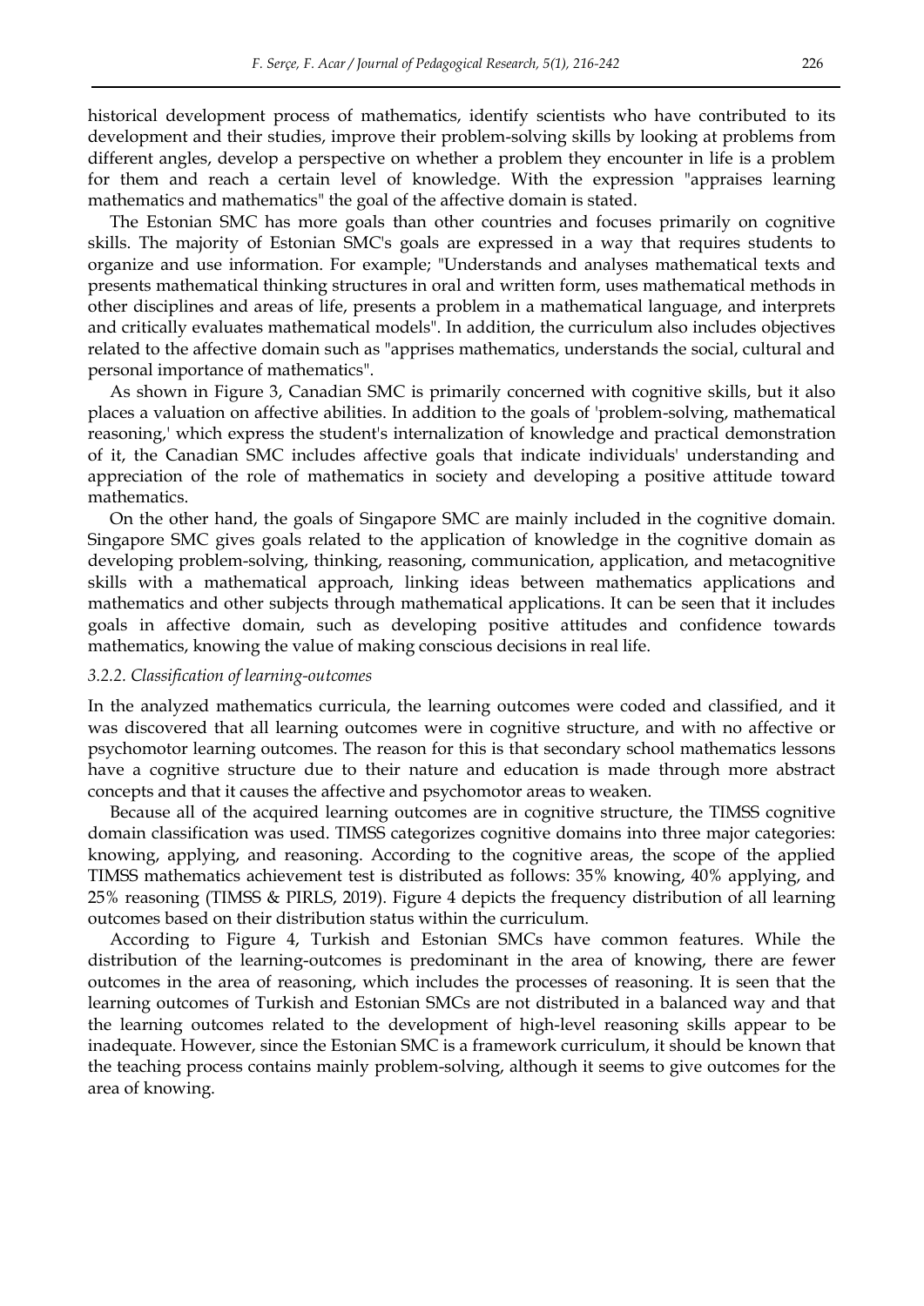historical development process of mathematics, identify scientists who have contributed to its development and their studies, improve their problem-solving skills by looking at problems from different angles, develop a perspective on whether a problem they encounter in life is a problem for them and reach a certain level of knowledge. With the expression "appraises learning mathematics and mathematics" the goal of the affective domain is stated.

The Estonian SMC has more goals than other countries and focuses primarily on cognitive skills. The majority of Estonian SMC's goals are expressed in a way that requires students to organize and use information. For example; "Understands and analyses mathematical texts and presents mathematical thinking structures in oral and written form, uses mathematical methods in other disciplines and areas of life, presents a problem in a mathematical language, and interprets and critically evaluates mathematical models". In addition, the curriculum also includes objectives related to the affective domain such as "apprises mathematics, understands the social, cultural and personal importance of mathematics".

As shown in Figure 3, Canadian SMC is primarily concerned with cognitive skills, but it also places a valuation on affective abilities. In addition to the goals of 'problem-solving, mathematical reasoning,' which express the student's internalization of knowledge and practical demonstration of it, the Canadian SMC includes affective goals that indicate individuals' understanding and appreciation of the role of mathematics in society and developing a positive attitude toward mathematics.

On the other hand, the goals of Singapore SMC are mainly included in the cognitive domain. Singapore SMC gives goals related to the application of knowledge in the cognitive domain as developing problem-solving, thinking, reasoning, communication, application, and metacognitive skills with a mathematical approach, linking ideas between mathematics applications and mathematics and other subjects through mathematical applications. It can be seen that it includes goals in affective domain, such as developing positive attitudes and confidence towards mathematics, knowing the value of making conscious decisions in real life.

### *3.2.2. Classification of learning-outcomes*

In the analyzed mathematics curricula, the learning outcomes were coded and classified, and it was discovered that all learning outcomes were in cognitive structure, and with no affective or psychomotor learning outcomes. The reason for this is that secondary school mathematics lessons have a cognitive structure due to their nature and education is made through more abstract concepts and that it causes the affective and psychomotor areas to weaken.

Because all of the acquired learning outcomes are in cognitive structure, the TIMSS cognitive domain classification was used. TIMSS categorizes cognitive domains into three major categories: knowing, applying, and reasoning. According to the cognitive areas, the scope of the applied TIMSS mathematics achievement test is distributed as follows: 35% knowing, 40% applying, and 25% reasoning (TIMSS & PIRLS, 2019). Figure 4 depicts the frequency distribution of all learning outcomes based on their distribution status within the curriculum.

According to Figure 4, Turkish and Estonian SMCs have common features. While the distribution of the learning-outcomes is predominant in the area of knowing, there are fewer outcomes in the area of reasoning, which includes the processes of reasoning. It is seen that the learning outcomes of Turkish and Estonian SMCs are not distributed in a balanced way and that the learning outcomes related to the development of high-level reasoning skills appear to be inadequate. However, since the Estonian SMC is a framework curriculum, it should be known that the teaching process contains mainly problem-solving, although it seems to give outcomes for the area of knowing.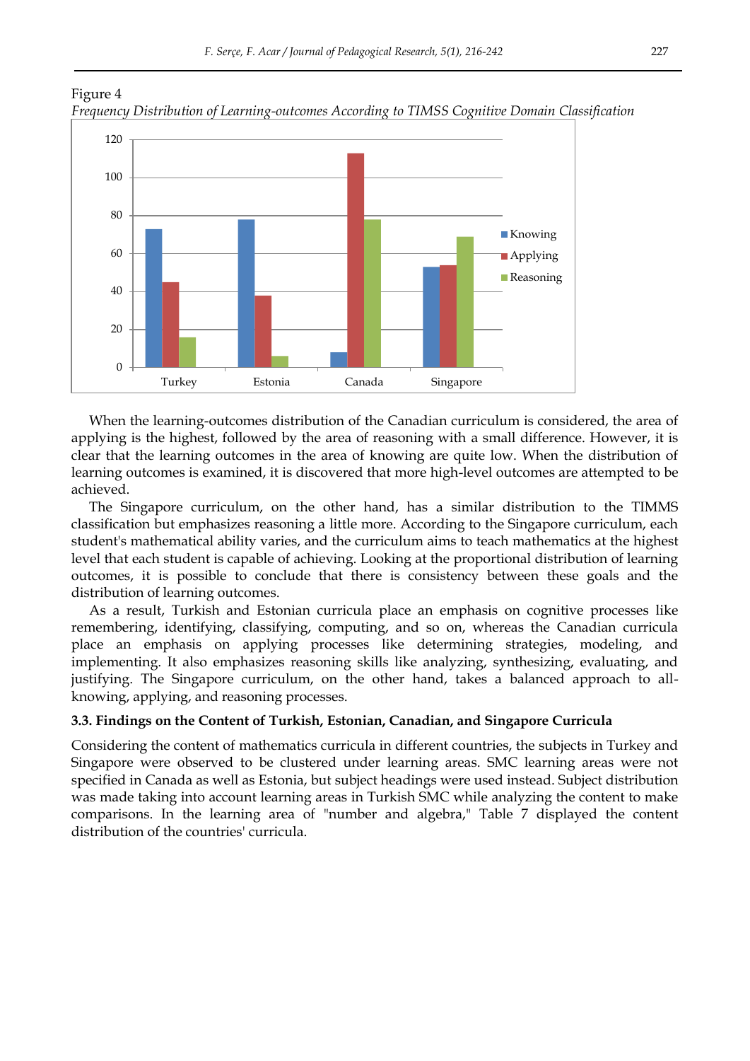Figure 4

*Frequency Distribution of Learning-outcomes According to TIMSS Cognitive Domain Classification*

When the learning-outcomes distribution of the Canadian curriculum is considered, the area of applying is the highest, followed by the area of reasoning with a small difference. However, it is clear that the learning outcomes in the area of knowing are quite low. When the distribution of learning outcomes is examined, it is discovered that more high-level outcomes are attempted to be achieved.

The Singapore curriculum, on the other hand, has a similar distribution to the TIMMS classification but emphasizes reasoning a little more. According to the Singapore curriculum, each student's mathematical ability varies, and the curriculum aims to teach mathematics at the highest level that each student is capable of achieving. Looking at the proportional distribution of learning outcomes, it is possible to conclude that there is consistency between these goals and the distribution of learning outcomes.

As a result, Turkish and Estonian curricula place an emphasis on cognitive processes like remembering, identifying, classifying, computing, and so on, whereas the Canadian curricula place an emphasis on applying processes like determining strategies, modeling, and implementing. It also emphasizes reasoning skills like analyzing, synthesizing, evaluating, and justifying. The Singapore curriculum, on the other hand, takes a balanced approach to all-knowing, applying, and reasoning processes.

### 3.3. Findings on the Content of Turkish, Estonian, Canadian, and Singapore Curricula

Considering the content of mathematics curricula in different countries, the subjects in Turkey and Singapore were observed to be clustered under learning areas. SMC learning areas were not specified in Canada as well as Estonia, but subject headings were used instead. Subject distribution was made taking into account learning areas in Turkish SMC while analyzing the content to make comparisons. In the learning area of "number and algebra," Table 7 displayed the content distribution of the countries' curricula.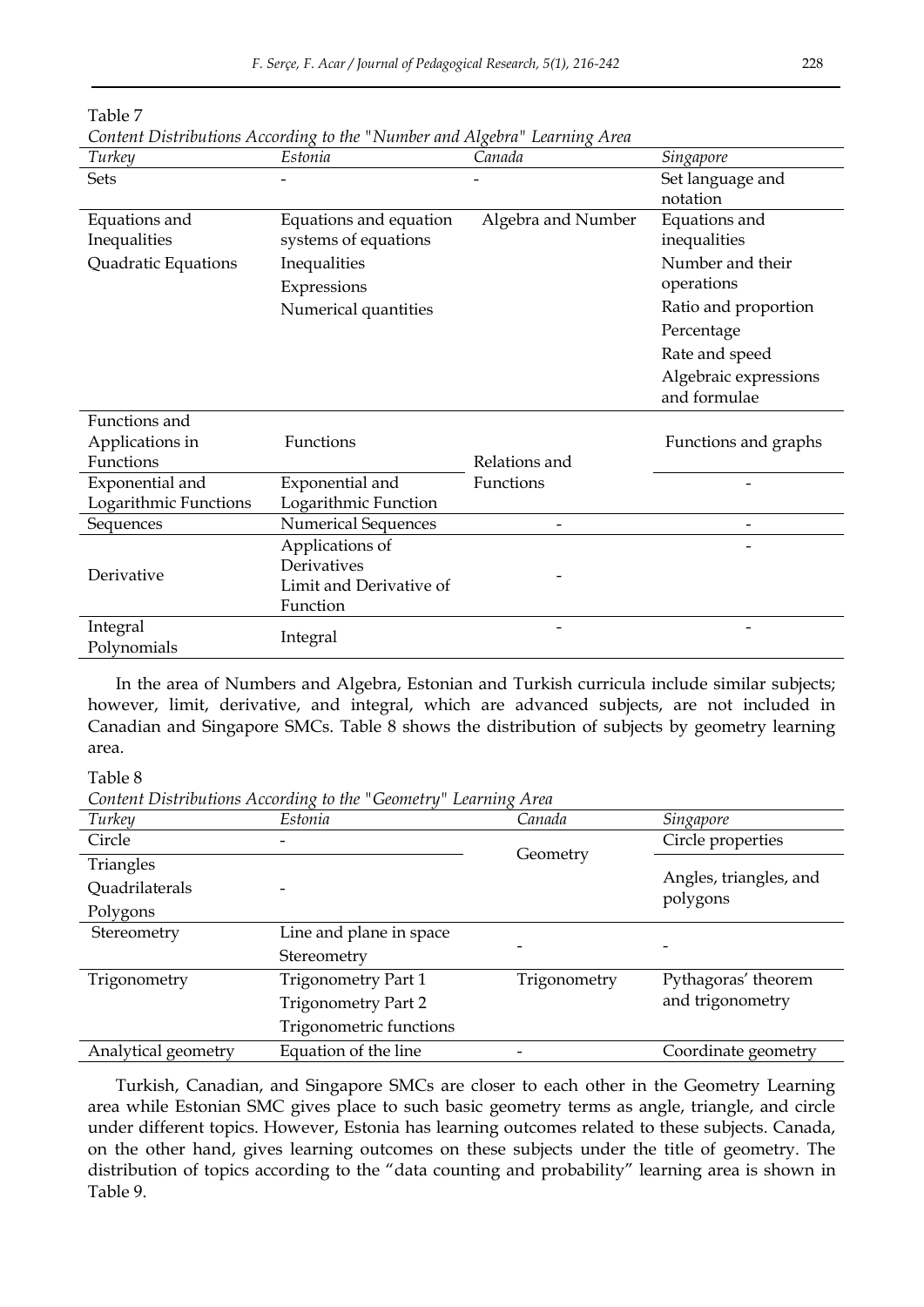Table 7

*Content Distributions According to the "Number and Algebra" Learning Area*

| *Turkey* | *Estonia* | *Canada* | *Singapore* |
|---|---|---|---|
| Sets | - | - | Set language and notation |
| Equations and Inequalities<br>Quadratic Equations | Equations and equation systems of equations<br>Inequalities<br>Expressions<br>Numerical quantities | Algebra and Number | Equations and inequalities<br>Number and their operations<br>Ratio and proportion<br>Percentage<br>Rate and speed<br>Algebraic expressions and formulae |
| Functions and Applications in Functions | Functions | Relations and Functions | Functions and graphs |
| Exponential and Logarithmic Functions | Exponential and Logarithmic Function | | - |
| Sequences | Numerical Sequences | - | - |
| Derivative | Applications of Derivatives<br>Limit and Derivative of Function | - | - |
| Integral<br>Polynomials | Integral | - | - |

In the area of Numbers and Algebra, Estonian and Turkish curricula include similar subjects; however, limit, derivative, and integral, which are advanced subjects, are not included in Canadian and Singapore SMCs. Table 8 shows the distribution of subjects by geometry learning area.

Table 8

*Content Distributions According to the "Geometry" Learning Area*

| *Turkey* | *Estonia* | *Canada* | *Singapore* |
|---|---|---|---|
| Circle | - | Geometry | Circle properties |
| Triangles<br>Quadrilaterals<br>Polygons | - | | Angles, triangles, and polygons |
| Stereometry | Line and plane in space<br>Stereometry | - | - |
| Trigonometry | Trigonometry Part 1<br>Trigonometry Part 2<br>Trigonometric functions | Trigonometry | Pythagoras' theorem and trigonometry |
| Analytical geometry | Equation of the line | - | Coordinate geometry |

Turkish, Canadian, and Singapore SMCs are closer to each other in the Geometry Learning area while Estonian SMC gives place to such basic geometry terms as angle, triangle, and circle under different topics. However, Estonia has learning outcomes related to these subjects. Canada, on the other hand, gives learning outcomes on these subjects under the title of geometry. The distribution of topics according to the "data counting and probability" learning area is shown in Table 9.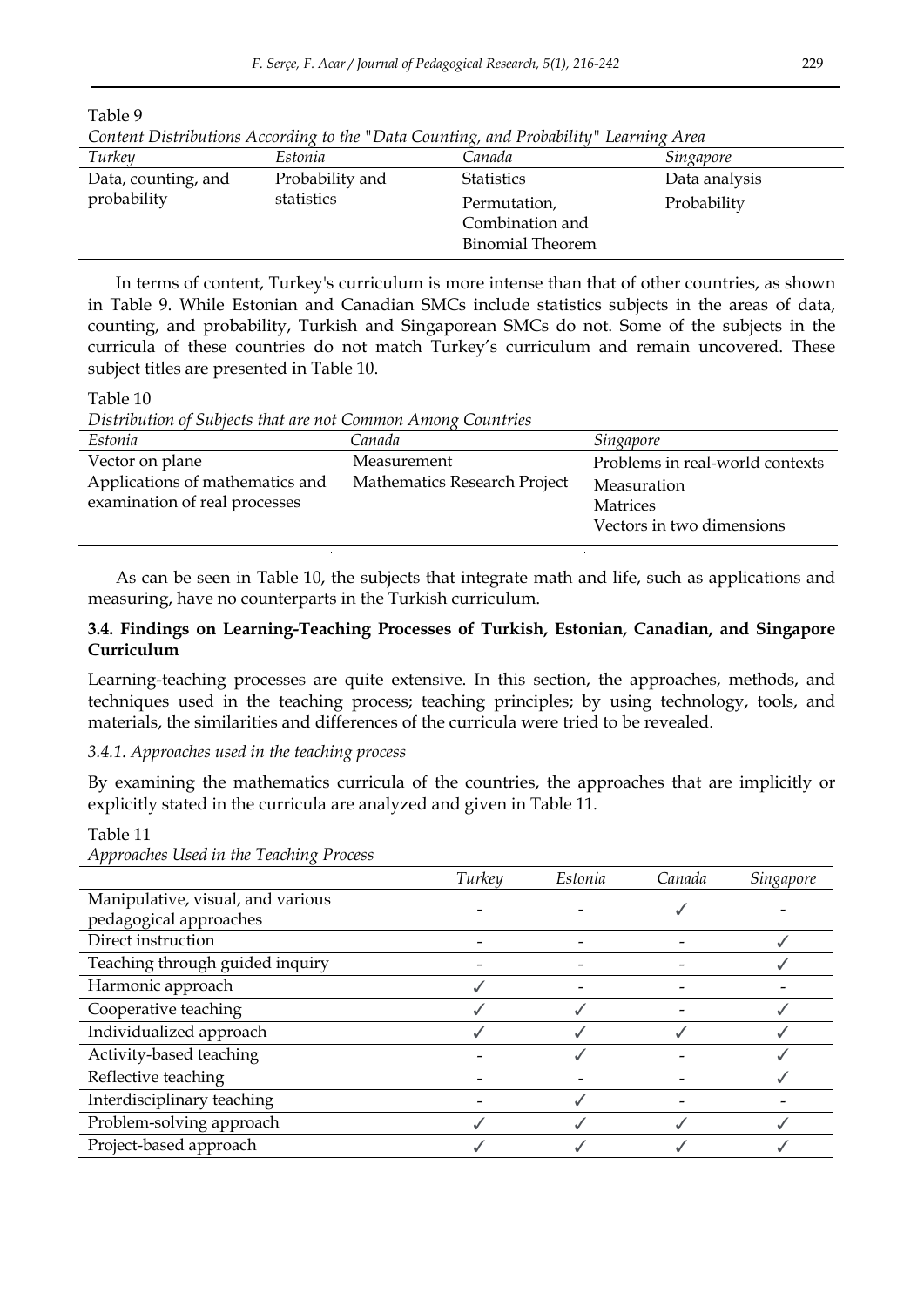Table 9

*Content Distributions According to the "Data Counting, and Probability" Learning Area*

| *Turkey* | *Estonia* | *Canada* | *Singapore* |
|---|---|---|---|
| Data, counting, and probability | Probability and statistics | Statistics<br>Permutation, Combination and Binomial Theorem | Data analysis<br>Probability |

In terms of content, Turkey's curriculum is more intense than that of other countries, as shown in Table 9. While Estonian and Canadian SMCs include statistics subjects in the areas of data, counting, and probability, Turkish and Singaporean SMCs do not. Some of the subjects in the curricula of these countries do not match Turkey's curriculum and remain uncovered. These subject titles are presented in Table 10.

Table 10

*Distribution of Subjects that are not Common Among Countries*

| *Estonia* | *Canada* | *Singapore* |
|---|---|---|
| Vector on plane<br>Applications of mathematics and examination of real processes | Measurement<br>Mathematics Research Project | Problems in real-world contexts<br>Measuration<br>Matrices<br>Vectors in two dimensions |

As can be seen in Table 10, the subjects that integrate math and life, such as applications and measuring, have no counterparts in the Turkish curriculum.

### 3.4. Findings on Learning-Teaching Processes of Turkish, Estonian, Canadian, and Singapore Curriculum

Learning-teaching processes are quite extensive. In this section, the approaches, methods, and techniques used in the teaching process; teaching principles; by using technology, tools, and materials, the similarities and differences of the curricula were tried to be revealed.

#### *3.4.1. Approaches used in the teaching process*

By examining the mathematics curricula of the countries, the approaches that are implicitly or explicitly stated in the curricula are analyzed and given in Table 11.

Table 11

*Approaches Used in the Teaching Process*

| | *Turkey* | *Estonia* | *Canada* | *Singapore* |
|---|---|---|---|---|
| Manipulative, visual, and various pedagogical approaches | - | - | ✓ | - |
| Direct instruction | - | - | - | ✓ |
| Teaching through guided inquiry | - | - | - | ✓ |
| Harmonic approach | ✓ | - | - | - |
| Cooperative teaching | ✓ | ✓ | - | ✓ |
| Individualized approach | ✓ | ✓ | ✓ | ✓ |
| Activity-based teaching | - | ✓ | - | ✓ |
| Reflective teaching | - | - | - | ✓ |
| Interdisciplinary teaching | - | ✓ | - | - |
| Problem-solving approach | ✓ | ✓ | ✓ | ✓ |
| Project-based approach | ✓ | ✓ | ✓ | ✓ |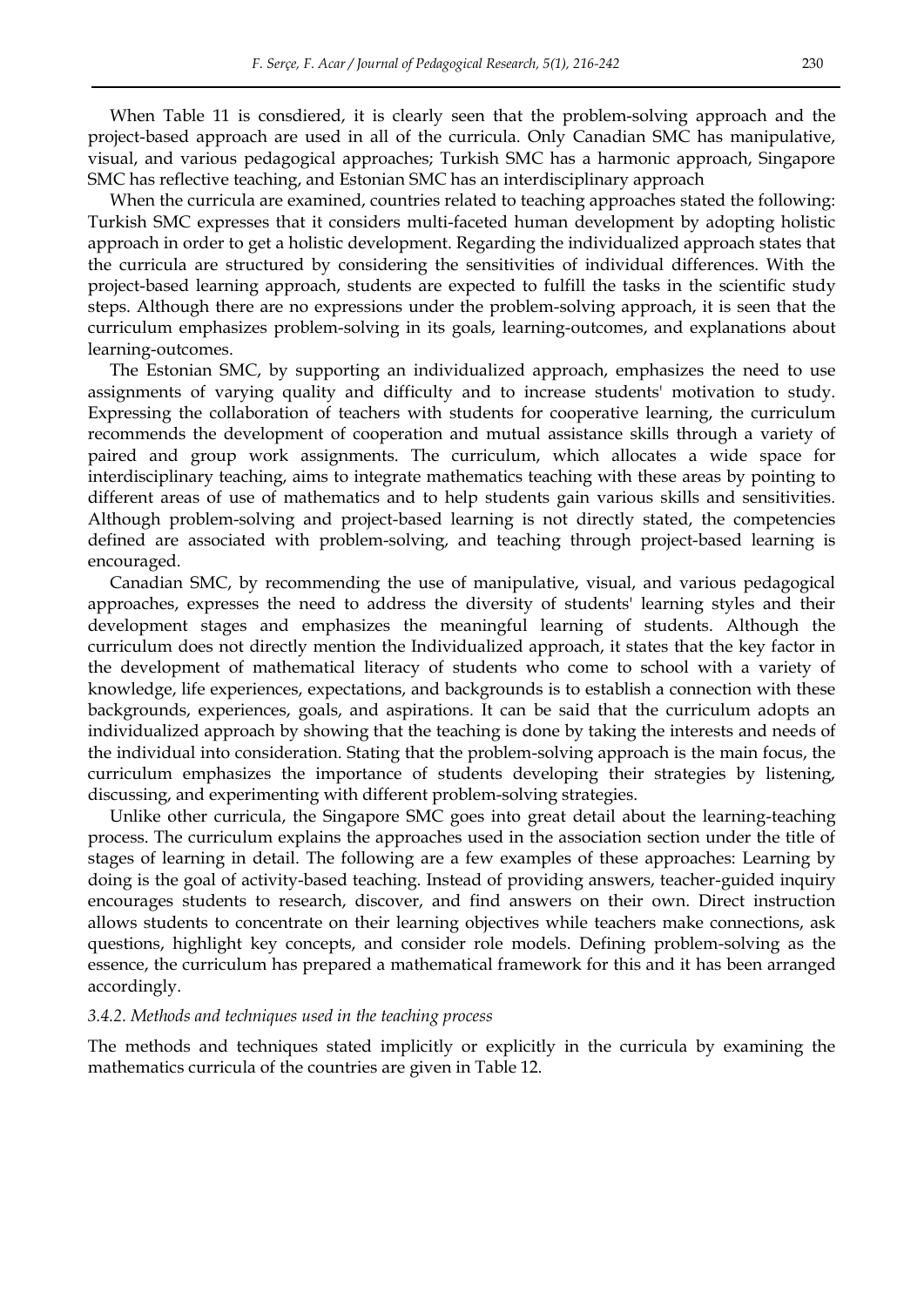When Table 11 is consdiered, it is clearly seen that the problem-solving approach and the project-based approach are used in all of the curricula. Only Canadian SMC has manipulative, visual, and various pedagogical approaches; Turkish SMC has a harmonic approach, Singapore SMC has reflective teaching, and Estonian SMC has an interdisciplinary approach

When the curricula are examined, countries related to teaching approaches stated the following: Turkish SMC expresses that it considers multi-faceted human development by adopting holistic approach in order to get a holistic development. Regarding the individualized approach states that the curricula are structured by considering the sensitivities of individual differences. With the project-based learning approach, students are expected to fulfill the tasks in the scientific study steps. Although there are no expressions under the problem-solving approach, it is seen that the curriculum emphasizes problem-solving in its goals, learning-outcomes, and explanations about learning-outcomes.

The Estonian SMC, by supporting an individualized approach, emphasizes the need to use assignments of varying quality and difficulty and to increase students' motivation to study. Expressing the collaboration of teachers with students for cooperative learning, the curriculum recommends the development of cooperation and mutual assistance skills through a variety of paired and group work assignments. The curriculum, which allocates a wide space for interdisciplinary teaching, aims to integrate mathematics teaching with these areas by pointing to different areas of use of mathematics and to help students gain various skills and sensitivities. Although problem-solving and project-based learning is not directly stated, the competencies defined are associated with problem-solving, and teaching through project-based learning is encouraged.

Canadian SMC, by recommending the use of manipulative, visual, and various pedagogical approaches, expresses the need to address the diversity of students' learning styles and their development stages and emphasizes the meaningful learning of students. Although the curriculum does not directly mention the Individualized approach, it states that the key factor in the development of mathematical literacy of students who come to school with a variety of knowledge, life experiences, expectations, and backgrounds is to establish a connection with these backgrounds, experiences, goals, and aspirations. It can be said that the curriculum adopts an individualized approach by showing that the teaching is done by taking the interests and needs of the individual into consideration. Stating that the problem-solving approach is the main focus, the curriculum emphasizes the importance of students developing their strategies by listening, discussing, and experimenting with different problem-solving strategies.

Unlike other curricula, the Singapore SMC goes into great detail about the learning-teaching process. The curriculum explains the approaches used in the association section under the title of stages of learning in detail. The following are a few examples of these approaches: Learning by doing is the goal of activity-based teaching. Instead of providing answers, teacher-guided inquiry encourages students to research, discover, and find answers on their own. Direct instruction allows students to concentrate on their learning objectives while teachers make connections, ask questions, highlight key concepts, and consider role models. Defining problem-solving as the essence, the curriculum has prepared a mathematical framework for this and it has been arranged accordingly.

#### *3.4.2. Methods and techniques used in the teaching process*

The methods and techniques stated implicitly or explicitly in the curricula by examining the mathematics curricula of the countries are given in Table 12.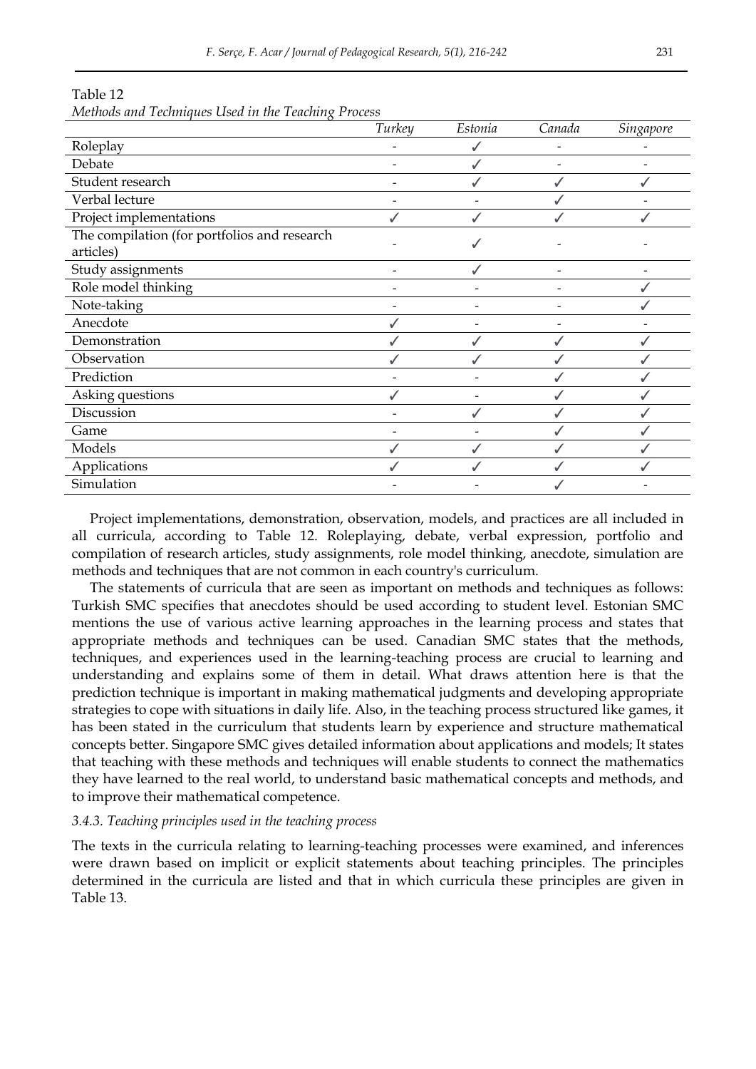Table 12
*Methods and Techniques Used in the Teaching Process*

| | Turkey | Estonia | Canada | Singapore |
|---|---|---|---|---|
| Roleplay | - | ✓ | - | - |
| Debate | - | ✓ | - | - |
| Student research | - | ✓ | ✓ | ✓ |
| Verbal lecture | - | - | ✓ | - |
| Project implementations | ✓ | ✓ | ✓ | ✓ |
| The compilation (for portfolios and research articles) | - | ✓ | - | - |
| Study assignments | - | ✓ | - | - |
| Role model thinking | - | - | - | ✓ |
| Note-taking | - | - | - | ✓ |
| Anecdote | ✓ | - | - | - |
| Demonstration | ✓ | ✓ | ✓ | ✓ |
| Observation | ✓ | ✓ | ✓ | ✓ |
| Prediction | - | - | ✓ | ✓ |
| Asking questions | ✓ | - | ✓ | ✓ |
| Discussion | - | ✓ | ✓ | ✓ |
| Game | - | - | ✓ | ✓ |
| Models | ✓ | ✓ | ✓ | ✓ |
| Applications | ✓ | ✓ | ✓ | ✓ |
| Simulation | - | - | ✓ | - |

Project implementations, demonstration, observation, models, and practices are all included in all curricula, according to Table 12. Roleplaying, debate, verbal expression, portfolio and compilation of research articles, study assignments, role model thinking, anecdote, simulation are methods and techniques that are not common in each country's curriculum.

The statements of curricula that are seen as important on methods and techniques as follows: Turkish SMC specifies that anecdotes should be used according to student level. Estonian SMC mentions the use of various active learning approaches in the learning process and states that appropriate methods and techniques can be used. Canadian SMC states that the methods, techniques, and experiences used in the learning-teaching process are crucial to learning and understanding and explains some of them in detail. What draws attention here is that the prediction technique is important in making mathematical judgments and developing appropriate strategies to cope with situations in daily life. Also, in the teaching process structured like games, it has been stated in the curriculum that students learn by experience and structure mathematical concepts better. Singapore SMC gives detailed information about applications and models; It states that teaching with these methods and techniques will enable students to connect the mathematics they have learned to the real world, to understand basic mathematical concepts and methods, and to improve their mathematical competence.

### *3.4.3. Teaching principles used in the teaching process*

The texts in the curricula relating to learning-teaching processes were examined, and inferences were drawn based on implicit or explicit statements about teaching principles. The principles determined in the curricula are listed and that in which curricula these principles are given in Table 13.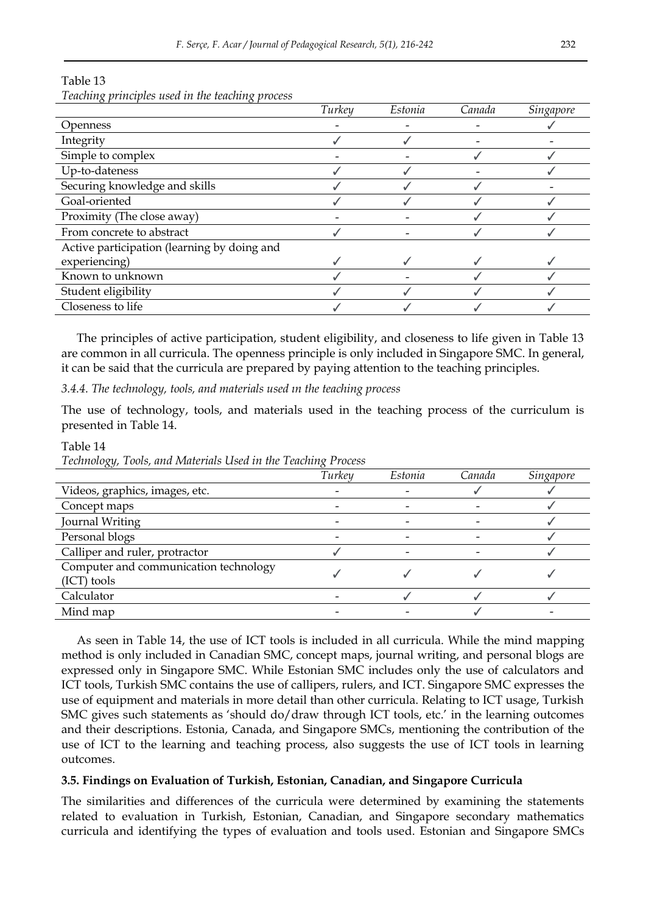Table 13

*Teaching principles used in the teaching process*

| | Turkey | Estonia | Canada | Singapore |
|---|---|---|---|---|
| Openness | - | - | - | ✓ |
| Integrity | ✓ | ✓ | - | - |
| Simple to complex | - | - | ✓ | ✓ |
| Up-to-dateness | ✓ | ✓ | - | ✓ |
| Securing knowledge and skills | ✓ | ✓ | ✓ | - |
| Goal-oriented | ✓ | ✓ | ✓ | ✓ |
| Proximity (The close away) | - | - | ✓ | ✓ |
| From concrete to abstract | ✓ | - | ✓ | ✓ |
| Active participation (learning by doing and experiencing) | ✓ | ✓ | ✓ | ✓ |
| Known to unknown | ✓ | - | ✓ | ✓ |
| Student eligibility | ✓ | ✓ | ✓ | ✓ |
| Closeness to life | ✓ | ✓ | ✓ | ✓ |

The principles of active participation, student eligibility, and closeness to life given in Table 13 are common in all curricula. The openness principle is only included in Singapore SMC. In general, it can be said that the curricula are prepared by paying attention to the teaching principles.

*3.4.4. The technology, tools, and materials used ın the teaching process*

The use of technology, tools, and materials used in the teaching process of the curriculum is presented in Table 14.

Table 14

*Technology, Tools, and Materials Used in the Teaching Process*

| | Turkey | Estonia | Canada | Singapore |
|---|---|---|---|---|
| Videos, graphics, images, etc. | - | - | ✓ | ✓ |
| Concept maps | - | - | - | ✓ |
| Journal Writing | - | - | - | ✓ |
| Personal blogs | - | - | - | ✓ |
| Calliper and ruler, protractor | ✓ | - | - | ✓ |
| Computer and communication technology (ICT) tools | ✓ | ✓ | ✓ | ✓ |
| Calculator | - | ✓ | ✓ | ✓ |
| Mind map | - | - | ✓ | - |

As seen in Table 14, the use of ICT tools is included in all curricula. While the mind mapping method is only included in Canadian SMC, concept maps, journal writing, and personal blogs are expressed only in Singapore SMC. While Estonian SMC includes only the use of calculators and ICT tools, Turkish SMC contains the use of callipers, rulers, and ICT. Singapore SMC expresses the use of equipment and materials in more detail than other curricula. Relating to ICT usage, Turkish SMC gives such statements as 'should do/draw through ICT tools, etc.' in the learning outcomes and their descriptions. Estonia, Canada, and Singapore SMCs, mentioning the contribution of the use of ICT to the learning and teaching process, also suggests the use of ICT tools in learning outcomes.

### 3.5. Findings on Evaluation of Turkish, Estonian, Canadian, and Singapore Curricula

The similarities and differences of the curricula were determined by examining the statements related to evaluation in Turkish, Estonian, Canadian, and Singapore secondary mathematics curricula and identifying the types of evaluation and tools used. Estonian and Singapore SMCs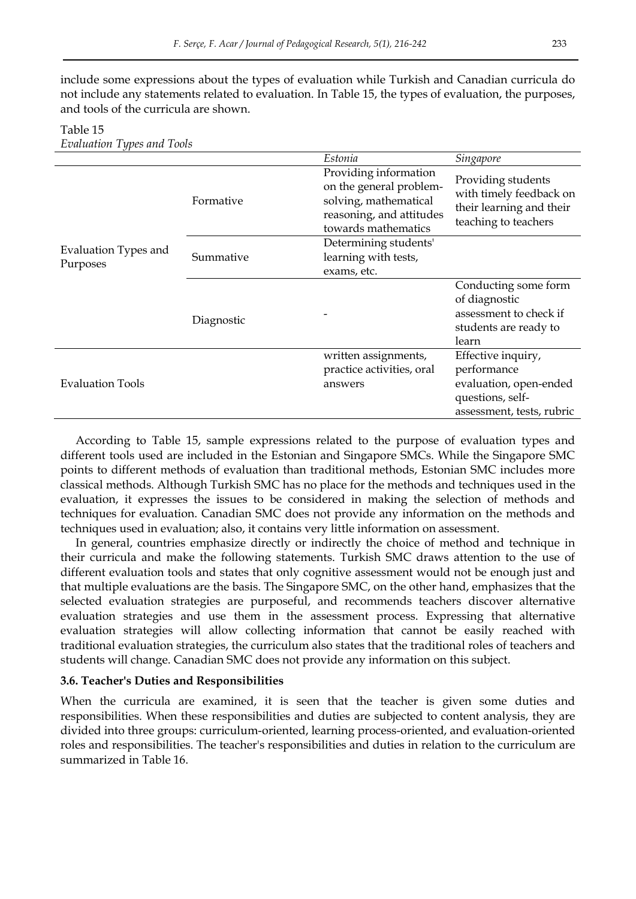include some expressions about the types of evaluation while Turkish and Canadian curricula do not include any statements related to evaluation. In Table 15, the types of evaluation, the purposes, and tools of the curricula are shown.

Table 15
*Evaluation Types and Tools*

| | | *Estonia* | *Singapore* |
|---|---|---|---|
| Evaluation Types and Purposes | Formative | Providing information on the general problem-solving, mathematical reasoning, and attitudes towards mathematics | Providing students with timely feedback on their learning and their teaching to teachers |
| | Summative | Determining students' learning with tests, exams, etc. | |
| | Diagnostic | - | Conducting some form of diagnostic assessment to check if students are ready to learn |
| Evaluation Tools | | written assignments, practice activities, oral answers | Effective inquiry, performance evaluation, open-ended questions, self-assessment, tests, rubric |

According to Table 15, sample expressions related to the purpose of evaluation types and different tools used are included in the Estonian and Singapore SMCs. While the Singapore SMC points to different methods of evaluation than traditional methods, Estonian SMC includes more classical methods. Although Turkish SMC has no place for the methods and techniques used in the evaluation, it expresses the issues to be considered in making the selection of methods and techniques for evaluation. Canadian SMC does not provide any information on the methods and techniques used in evaluation; also, it contains very little information on assessment.

In general, countries emphasize directly or indirectly the choice of method and technique in their curricula and make the following statements. Turkish SMC draws attention to the use of different evaluation tools and states that only cognitive assessment would not be enough just and that multiple evaluations are the basis. The Singapore SMC, on the other hand, emphasizes that the selected evaluation strategies are purposeful, and recommends teachers discover alternative evaluation strategies and use them in the assessment process. Expressing that alternative evaluation strategies will allow collecting information that cannot be easily reached with traditional evaluation strategies, the curriculum also states that the traditional roles of teachers and students will change. Canadian SMC does not provide any information on this subject.

### 3.6. Teacher's Duties and Responsibilities

When the curricula are examined, it is seen that the teacher is given some duties and responsibilities. When these responsibilities and duties are subjected to content analysis, they are divided into three groups: curriculum-oriented, learning process-oriented, and evaluation-oriented roles and responsibilities. The teacher's responsibilities and duties in relation to the curriculum are summarized in Table 16.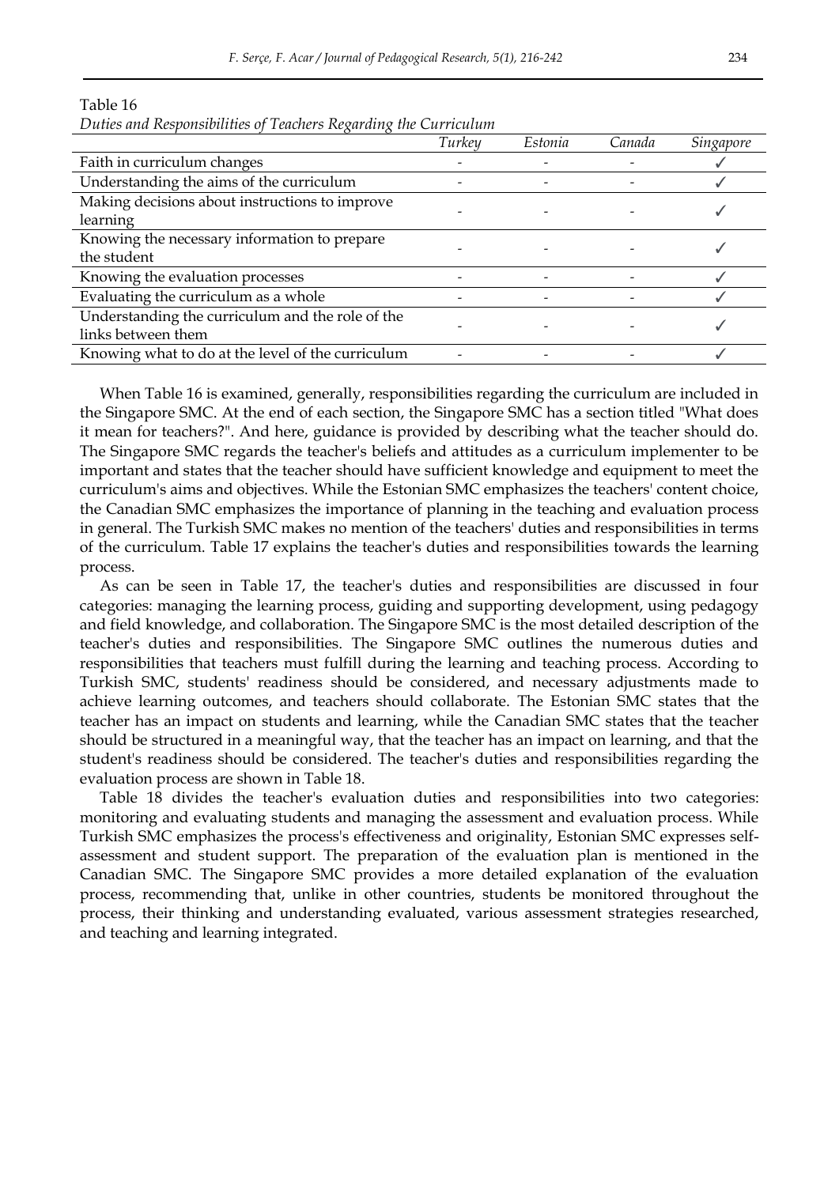Table 16

*Duties and Responsibilities of Teachers Regarding the Curriculum*

| | *Turkey* | *Estonia* | *Canada* | *Singapore* |
|---|---|---|---|---|
| Faith in curriculum changes | - | - | - | ✓ |
| Understanding the aims of the curriculum | - | - | - | ✓ |
| Making decisions about instructions to improve learning | - | - | - | ✓ |
| Knowing the necessary information to prepare the student | - | - | - | ✓ |
| Knowing the evaluation processes | - | - | - | ✓ |
| Evaluating the curriculum as a whole | - | - | - | ✓ |
| Understanding the curriculum and the role of the links between them | - | - | - | ✓ |
| Knowing what to do at the level of the curriculum | - | - | - | ✓ |

When Table 16 is examined, generally, responsibilities regarding the curriculum are included in the Singapore SMC. At the end of each section, the Singapore SMC has a section titled "What does it mean for teachers?". And here, guidance is provided by describing what the teacher should do. The Singapore SMC regards the teacher's beliefs and attitudes as a curriculum implementer to be important and states that the teacher should have sufficient knowledge and equipment to meet the curriculum's aims and objectives. While the Estonian SMC emphasizes the teachers' content choice, the Canadian SMC emphasizes the importance of planning in the teaching and evaluation process in general. The Turkish SMC makes no mention of the teachers' duties and responsibilities in terms of the curriculum. Table 17 explains the teacher's duties and responsibilities towards the learning process.

As can be seen in Table 17, the teacher's duties and responsibilities are discussed in four categories: managing the learning process, guiding and supporting development, using pedagogy and field knowledge, and collaboration. The Singapore SMC is the most detailed description of the teacher's duties and responsibilities. The Singapore SMC outlines the numerous duties and responsibilities that teachers must fulfill during the learning and teaching process. According to Turkish SMC, students' readiness should be considered, and necessary adjustments made to achieve learning outcomes, and teachers should collaborate. The Estonian SMC states that the teacher has an impact on students and learning, while the Canadian SMC states that the teacher should be structured in a meaningful way, that the teacher has an impact on learning, and that the student's readiness should be considered. The teacher's duties and responsibilities regarding the evaluation process are shown in Table 18.

Table 18 divides the teacher's evaluation duties and responsibilities into two categories: monitoring and evaluating students and managing the assessment and evaluation process. While Turkish SMC emphasizes the process's effectiveness and originality, Estonian SMC expresses self-assessment and student support. The preparation of the evaluation plan is mentioned in the Canadian SMC. The Singapore SMC provides a more detailed explanation of the evaluation process, recommending that, unlike in other countries, students be monitored throughout the process, their thinking and understanding evaluated, various assessment strategies researched, and teaching and learning integrated.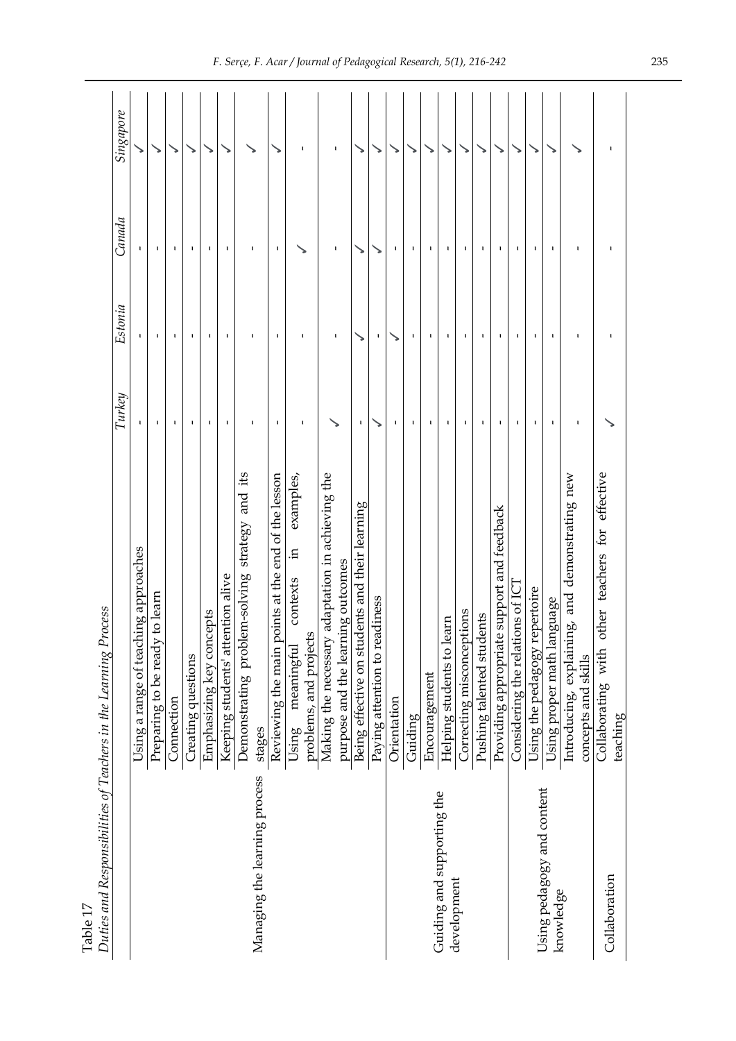Table 17

*Duties and Responsibilities of Teachers in the Learning Process*

| | | *Turkey* | *Estonia* | *Canada* | *Singapore* |
|---|---|---|---|---|---|
| Managing the learning process | Using a range of teaching approaches | - | - | - | ✓ |
| | Preparing to be ready to learn | - | - | - | ✓ |
| | Connection | - | - | - | ✓ |
| | Creating questions | - | - | - | ✓ |
| | Emphasizing key concepts | - | - | - | ✓ |
| | Keeping students' attention alive | - | - | - | ✓ |
| | Demonstrating problem-solving strategy and its stages | - | - | - | ✓ |
| | Reviewing the main points at the end of the lesson | - | - | - | ✓ |
| | Using meaningful contexts in examples, problems, and projects | - | - | ✓ | - |
| | Making the necessary adaptation in achieving the purpose and the learning outcomes | ✓ | - | - | - |
| | Being effective on students and their learning | - | ✓ | ✓ | ✓ |
| | Paying attention to readiness | ✓ | - | ✓ | ✓ |
| Guiding and supporting the development | Orientation | - | ✓ | - | ✓ |
| | Guiding | - | - | - | ✓ |
| | Encouragement | - | - | - | ✓ |
| | Helping students to learn | - | - | - | ✓ |
| | Correcting misconceptions | - | - | - | ✓ |
| | Pushing talented students | - | - | - | ✓ |
| | Providing appropriate support and feedback | - | - | - | ✓ |
| Using pedagogy and content knowledge | Considering the relations of ICT | - | - | - | ✓ |
| | Using the pedagogy repertoire | - | - | - | ✓ |
| | Using proper math language | - | - | - | ✓ |
| | Introducing, explaining, and demonstrating new concepts and skills | - | - | - | ✓ |
| Collaboration | Collaborating with other teachers for effective teaching | ✓ | - | - | - |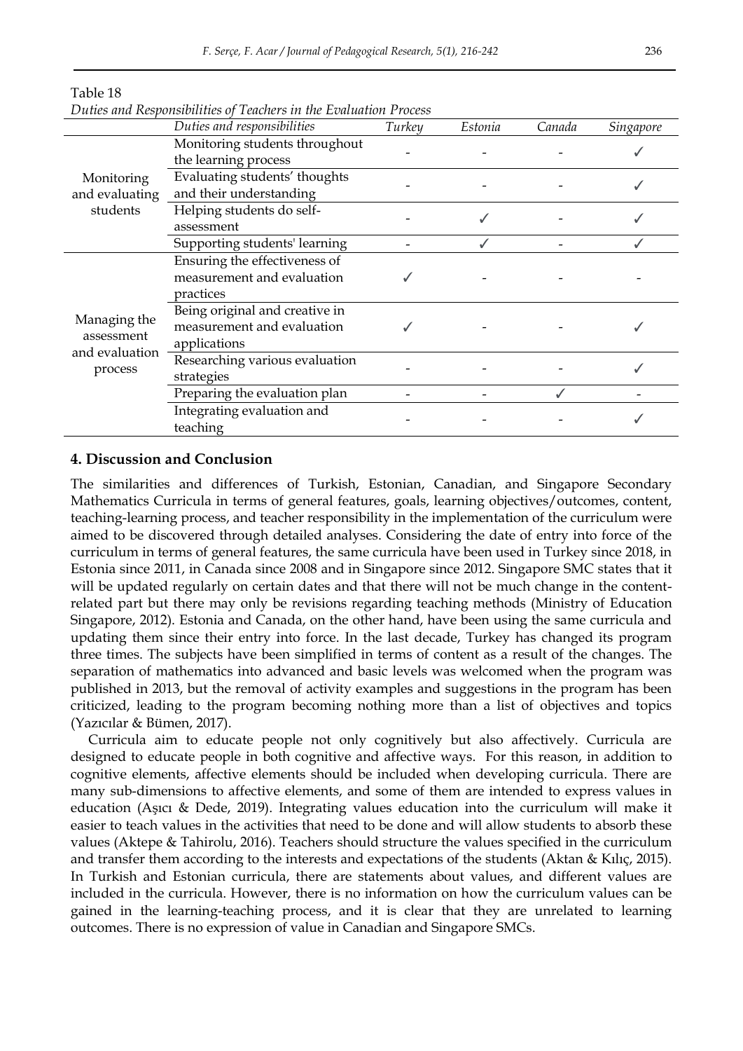Table 18

*Duties and Responsibilities of Teachers in the Evaluation Process*

| | *Duties and responsibilities* | *Turkey* | *Estonia* | *Canada* | *Singapore* |
|---|---|---|---|---|---|
| Monitoring and evaluating students | Monitoring students throughout the learning process | - | - | - | ✓ |
| | Evaluating students' thoughts and their understanding | - | - | - | ✓ |
| | Helping students do self-assessment | - | ✓ | - | ✓ |
| | Supporting students' learning | - | ✓ | - | ✓ |
| Managing the assessment and evaluation process | Ensuring the effectiveness of measurement and evaluation practices | ✓ | - | - | - |
| | Being original and creative in measurement and evaluation applications | ✓ | - | - | ✓ |
| | Researching various evaluation strategies | - | - | - | ✓ |
| | Preparing the evaluation plan | - | - | ✓ | - |
| | Integrating evaluation and teaching | - | - | - | ✓ |

## 4. Discussion and Conclusion

The similarities and differences of Turkish, Estonian, Canadian, and Singapore Secondary Mathematics Curricula in terms of general features, goals, learning objectives/outcomes, content, teaching-learning process, and teacher responsibility in the implementation of the curriculum were aimed to be discovered through detailed analyses. Considering the date of entry into force of the curriculum in terms of general features, the same curricula have been used in Turkey since 2018, in Estonia since 2011, in Canada since 2008 and in Singapore since 2012. Singapore SMC states that it will be updated regularly on certain dates and that there will not be much change in the content-related part but there may only be revisions regarding teaching methods (Ministry of Education Singapore, 2012). Estonia and Canada, on the other hand, have been using the same curricula and updating them since their entry into force. In the last decade, Turkey has changed its program three times. The subjects have been simplified in terms of content as a result of the changes. The separation of mathematics into advanced and basic levels was welcomed when the program was published in 2013, but the removal of activity examples and suggestions in the program has been criticized, leading to the program becoming nothing more than a list of objectives and topics (Yazıcılar & Bümen, 2017).

Curricula aim to educate people not only cognitively but also affectively. Curricula are designed to educate people in both cognitive and affective ways. For this reason, in addition to cognitive elements, affective elements should be included when developing curricula. There are many sub-dimensions to affective elements, and some of them are intended to express values in education (Aşıcı & Dede, 2019). Integrating values education into the curriculum will make it easier to teach values in the activities that need to be done and will allow students to absorb these values (Aktepe & Tahirolu, 2016). Teachers should structure the values specified in the curriculum and transfer them according to the interests and expectations of the students (Aktan & Kılıç, 2015). In Turkish and Estonian curricula, there are statements about values, and different values are included in the curricula. However, there is no information on how the curriculum values can be gained in the learning-teaching process, and it is clear that they are unrelated to learning outcomes. There is no expression of value in Canadian and Singapore SMCs.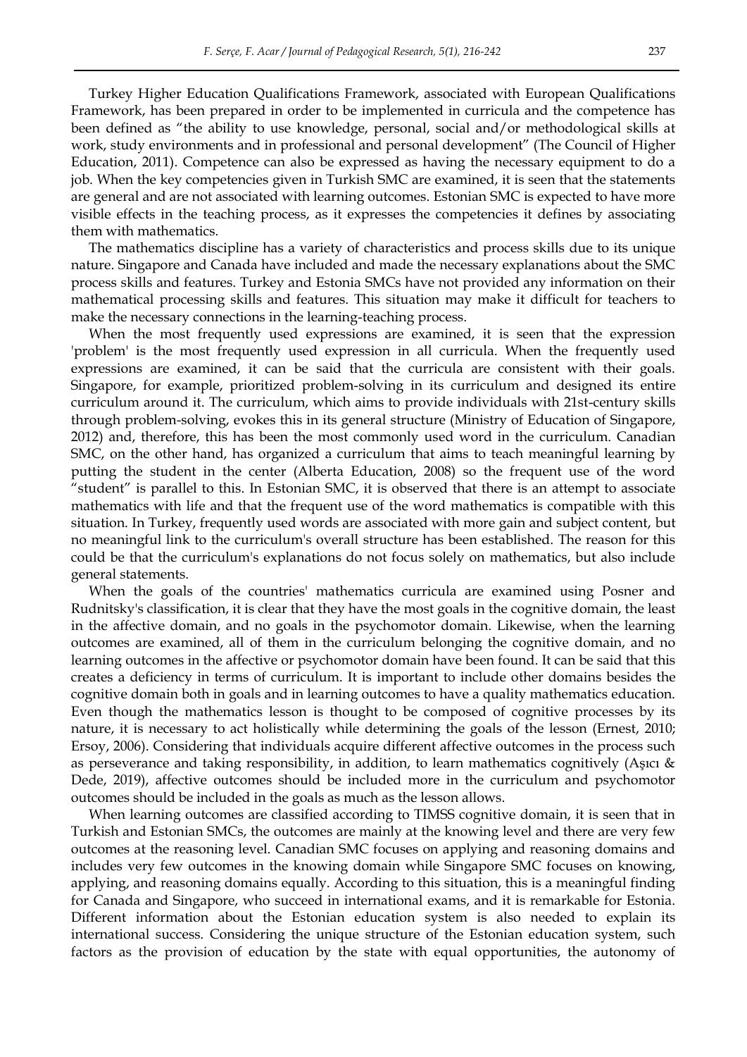Turkey Higher Education Qualifications Framework, associated with European Qualifications Framework, has been prepared in order to be implemented in curricula and the competence has been defined as "the ability to use knowledge, personal, social and/or methodological skills at work, study environments and in professional and personal development" (The Council of Higher Education, 2011). Competence can also be expressed as having the necessary equipment to do a job. When the key competencies given in Turkish SMC are examined, it is seen that the statements are general and are not associated with learning outcomes. Estonian SMC is expected to have more visible effects in the teaching process, as it expresses the competencies it defines by associating them with mathematics.

The mathematics discipline has a variety of characteristics and process skills due to its unique nature. Singapore and Canada have included and made the necessary explanations about the SMC process skills and features. Turkey and Estonia SMCs have not provided any information on their mathematical processing skills and features. This situation may make it difficult for teachers to make the necessary connections in the learning-teaching process.

When the most frequently used expressions are examined, it is seen that the expression 'problem' is the most frequently used expression in all curricula. When the frequently used expressions are examined, it can be said that the curricula are consistent with their goals. Singapore, for example, prioritized problem-solving in its curriculum and designed its entire curriculum around it. The curriculum, which aims to provide individuals with 21st-century skills through problem-solving, evokes this in its general structure (Ministry of Education of Singapore, 2012) and, therefore, this has been the most commonly used word in the curriculum. Canadian SMC, on the other hand, has organized a curriculum that aims to teach meaningful learning by putting the student in the center (Alberta Education, 2008) so the frequent use of the word "student" is parallel to this. In Estonian SMC, it is observed that there is an attempt to associate mathematics with life and that the frequent use of the word mathematics is compatible with this situation. In Turkey, frequently used words are associated with more gain and subject content, but no meaningful link to the curriculum's overall structure has been established. The reason for this could be that the curriculum's explanations do not focus solely on mathematics, but also include general statements.

When the goals of the countries' mathematics curricula are examined using Posner and Rudnitsky's classification, it is clear that they have the most goals in the cognitive domain, the least in the affective domain, and no goals in the psychomotor domain. Likewise, when the learning outcomes are examined, all of them in the curriculum belonging the cognitive domain, and no learning outcomes in the affective or psychomotor domain have been found. It can be said that this creates a deficiency in terms of curriculum. It is important to include other domains besides the cognitive domain both in goals and in learning outcomes to have a quality mathematics education. Even though the mathematics lesson is thought to be composed of cognitive processes by its nature, it is necessary to act holistically while determining the goals of the lesson (Ernest, 2010; Ersoy, 2006). Considering that individuals acquire different affective outcomes in the process such as perseverance and taking responsibility, in addition, to learn mathematics cognitively (Aşıcı & Dede, 2019), affective outcomes should be included more in the curriculum and psychomotor outcomes should be included in the goals as much as the lesson allows.

When learning outcomes are classified according to TIMSS cognitive domain, it is seen that in Turkish and Estonian SMCs, the outcomes are mainly at the knowing level and there are very few outcomes at the reasoning level. Canadian SMC focuses on applying and reasoning domains and includes very few outcomes in the knowing domain while Singapore SMC focuses on knowing, applying, and reasoning domains equally. According to this situation, this is a meaningful finding for Canada and Singapore, who succeed in international exams, and it is remarkable for Estonia. Different information about the Estonian education system is also needed to explain its international success. Considering the unique structure of the Estonian education system, such factors as the provision of education by the state with equal opportunities, the autonomy of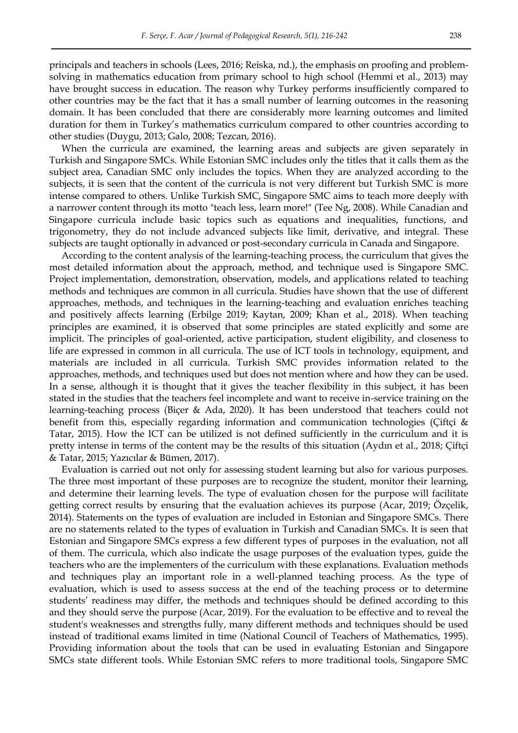principals and teachers in schools (Lees, 2016; Reiska, nd.), the emphasis on proofing and problem-solving in mathematics education from primary school to high school (Hemmi et al., 2013) may have brought success in education. The reason why Turkey performs insufficiently compared to other countries may be the fact that it has a small number of learning outcomes in the reasoning domain. It has been concluded that there are considerably more learning outcomes and limited duration for them in Turkey's mathematics curriculum compared to other countries according to other studies (Duygu, 2013; Galo, 2008; Tezcan, 2016).

When the curricula are examined, the learning areas and subjects are given separately in Turkish and Singapore SMCs. While Estonian SMC includes only the titles that it calls them as the subject area, Canadian SMC only includes the topics. When they are analyzed according to the subjects, it is seen that the content of the curricula is not very different but Turkish SMC is more intense compared to others. Unlike Turkish SMC, Singapore SMC aims to teach more deeply with a narrower content through its motto "teach less, learn more!" (Tee Ng, 2008). While Canadian and Singapore curricula include basic topics such as equations and inequalities, functions, and trigonometry, they do not include advanced subjects like limit, derivative, and integral. These subjects are taught optionally in advanced or post-secondary curricula in Canada and Singapore.

According to the content analysis of the learning-teaching process, the curriculum that gives the most detailed information about the approach, method, and technique used is Singapore SMC. Project implementation, demonstration, observation, models, and applications related to teaching methods and techniques are common in all curricula. Studies have shown that the use of different approaches, methods, and techniques in the learning-teaching and evaluation enriches teaching and positively affects learning (Erbilge 2019; Kaytan, 2009; Khan et al., 2018). When teaching principles are examined, it is observed that some principles are stated explicitly and some are implicit. The principles of goal-oriented, active participation, student eligibility, and closeness to life are expressed in common in all curricula. The use of ICT tools in technology, equipment, and materials are included in all curricula. Turkish SMC provides information related to the approaches, methods, and techniques used but does not mention where and how they can be used. In a sense, although it is thought that it gives the teacher flexibility in this subject, it has been stated in the studies that the teachers feel incomplete and want to receive in-service training on the learning-teaching process (Biçer & Ada, 2020). It has been understood that teachers could not benefit from this, especially regarding information and communication technologies (Çiftçi & Tatar, 2015). How the ICT can be utilized is not defined sufficiently in the curriculum and it is pretty intense in terms of the content may be the results of this situation (Aydın et al., 2018; Çiftçi & Tatar, 2015; Yazıcılar & Bümen, 2017).

Evaluation is carried out not only for assessing student learning but also for various purposes. The three most important of these purposes are to recognize the student, monitor their learning, and determine their learning levels. The type of evaluation chosen for the purpose will facilitate getting correct results by ensuring that the evaluation achieves its purpose (Acar, 2019; Özçelik, 2014). Statements on the types of evaluation are included in Estonian and Singapore SMCs. There are no statements related to the types of evaluation in Turkish and Canadian SMCs. It is seen that Estonian and Singapore SMCs express a few different types of purposes in the evaluation, not all of them. The curricula, which also indicate the usage purposes of the evaluation types, guide the teachers who are the implementers of the curriculum with these explanations. Evaluation methods and techniques play an important role in a well-planned teaching process. As the type of evaluation, which is used to assess success at the end of the teaching process or to determine students' readiness may differ, the methods and techniques should be defined according to this and they should serve the purpose (Acar, 2019). For the evaluation to be effective and to reveal the student's weaknesses and strengths fully, many different methods and techniques should be used instead of traditional exams limited in time (National Council of Teachers of Mathematics, 1995). Providing information about the tools that can be used in evaluating Estonian and Singapore SMCs state different tools. While Estonian SMC refers to more traditional tools, Singapore SMC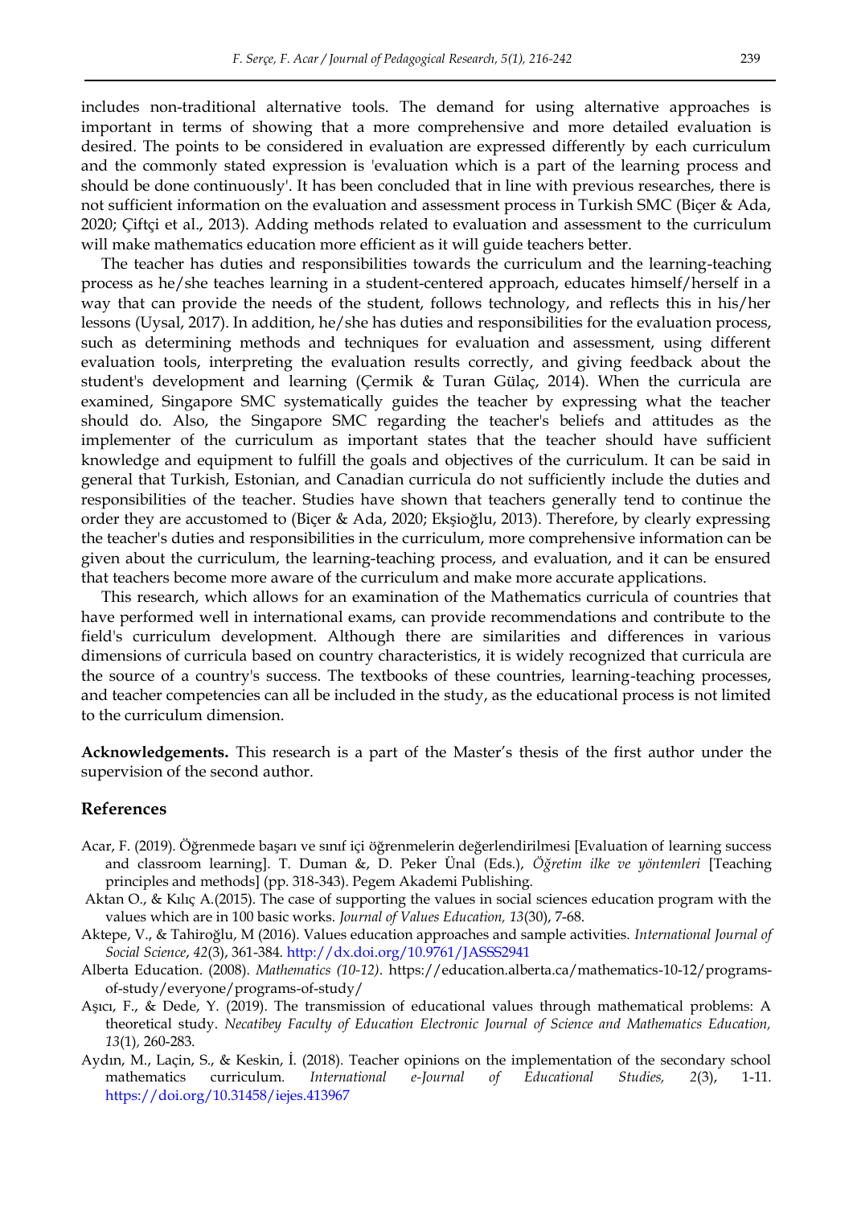includes non-traditional alternative tools. The demand for using alternative approaches is important in terms of showing that a more comprehensive and more detailed evaluation is desired. The points to be considered in evaluation are expressed differently by each curriculum and the commonly stated expression is 'evaluation which is a part of the learning process and should be done continuously'. It has been concluded that in line with previous researches, there is not sufficient information on the evaluation and assessment process in Turkish SMC (Biçer & Ada, 2020; Çiftçi et al., 2013). Adding methods related to evaluation and assessment to the curriculum will make mathematics education more efficient as it will guide teachers better.

The teacher has duties and responsibilities towards the curriculum and the learning-teaching process as he/she teaches learning in a student-centered approach, educates himself/herself in a way that can provide the needs of the student, follows technology, and reflects this in his/her lessons (Uysal, 2017). In addition, he/she has duties and responsibilities for the evaluation process, such as determining methods and techniques for evaluation and assessment, using different evaluation tools, interpreting the evaluation results correctly, and giving feedback about the student's development and learning (Çermik & Turan Gülaç, 2014). When the curricula are examined, Singapore SMC systematically guides the teacher by expressing what the teacher should do. Also, the Singapore SMC regarding the teacher's beliefs and attitudes as the implementer of the curriculum as important states that the teacher should have sufficient knowledge and equipment to fulfill the goals and objectives of the curriculum. It can be said in general that Turkish, Estonian, and Canadian curricula do not sufficiently include the duties and responsibilities of the teacher. Studies have shown that teachers generally tend to continue the order they are accustomed to (Biçer & Ada, 2020; Ekşioğlu, 2013). Therefore, by clearly expressing the teacher's duties and responsibilities in the curriculum, more comprehensive information can be given about the curriculum, the learning-teaching process, and evaluation, and it can be ensured that teachers become more aware of the curriculum and make more accurate applications.

This research, which allows for an examination of the Mathematics curricula of countries that have performed well in international exams, can provide recommendations and contribute to the field's curriculum development. Although there are similarities and differences in various dimensions of curricula based on country characteristics, it is widely recognized that curricula are the source of a country's success. The textbooks of these countries, learning-teaching processes, and teacher competencies can all be included in the study, as the educational process is not limited to the curriculum dimension.

**Acknowledgements.** This research is a part of the Master's thesis of the first author under the supervision of the second author.

## References

Acar, F. (2019). Öğrenmede başarı ve sınıf içi öğrenmelerin değerlendirilmesi [Evaluation of learning success and classroom learning]. T. Duman &, D. Peker Ünal (Eds.), *Öğretim ilke ve yöntemleri* [Teaching principles and methods] (pp. 318-343). Pegem Akademi Publishing.

Aktan O., & Kılıç A.(2015). The case of supporting the values in social sciences education program with the values which are in 100 basic works. *Journal of Values Education, 13*(30), 7-68.

Aktepe, V., & Tahiroğlu, M (2016). Values education approaches and sample activities. *International Journal of Social Science*, *42*(3), 361-384. http://dx.doi.org/10.9761/JASSS2941

Alberta Education. (2008). *Mathematics (10-12)*. https://education.alberta.ca/mathematics-10-12/programs-of-study/everyone/programs-of-study/

Aşıcı, F., & Dede, Y. (2019). The transmission of educational values through mathematical problems: A theoretical study. *Necatibey Faculty of Education Electronic Journal of Science and Mathematics Education, 13*(1), 260-283.

Aydın, M., Laçin, S., & Keskin, İ. (2018). Teacher opinions on the implementation of the secondary school mathematics curriculum. *International e-Journal of Educational Studies, 2*(3), 1-11. https://doi.org/10.31458/iejes.413967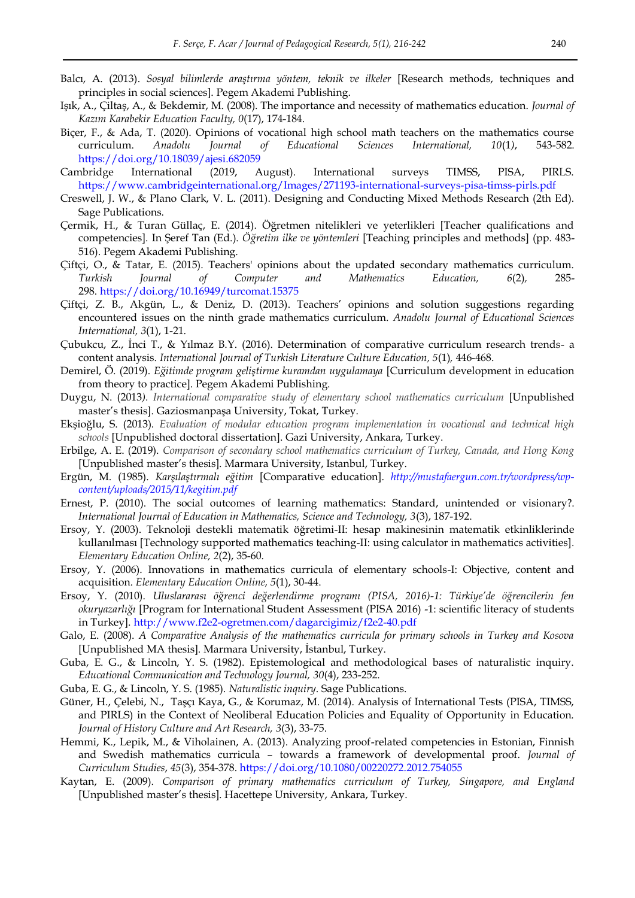Balcı, A. (2013). *Sosyal bilimlerde araştırma yöntem, teknik ve ilkeler* [Research methods, techniques and principles in social sciences]. Pegem Akademi Publishing.

Işık, A., Çiltaş, A., & Bekdemir, M. (2008). The importance and necessity of mathematics education. *Journal of Kazım Karabekir Education Faculty, 0*(17), 174-184.

Biçer, F., & Ada, T. (2020). Opinions of vocational high school math teachers on the mathematics course curriculum. *Anadolu Journal of Educational Sciences International, 10*(1), 543-582. https://doi.org/10.18039/ajesi.682059

Cambridge International (2019, August). International surveys TIMSS, PISA, PIRLS. https://www.cambridgeinternational.org/Images/271193-international-surveys-pisa-timss-pirls.pdf

Creswell, J. W., & Plano Clark, V. L. (2011). Designing and Conducting Mixed Methods Research (2th Ed). Sage Publications.

Çermik, H., & Turan Güllaç, E. (2014). Öğretmen nitelikleri ve yeterlikleri [Teacher qualifications and competencies]. In Şeref Tan (Ed.). *Öğretim ilke ve yöntemleri* [Teaching principles and methods] (pp. 483-516). Pegem Akademi Publishing.

Çiftçi, O., & Tatar, E. (2015). Teachers' opinions about the updated secondary mathematics curriculum. *Turkish Journal of Computer and Mathematics Education, 6*(2), 285-298. https://doi.org/10.16949/turcomat.15375

Çiftçi, Z. B., Akgün, L., & Deniz, D. (2013). Teachers' opinions and solution suggestions regarding encountered issues on the ninth grade mathematics curriculum. *Anadolu Journal of Educational Sciences International, 3*(1), 1-21.

Çubukcu, Z., İnci T., & Yılmaz B.Y. (2016). Determination of comparative curriculum research trends- a content analysis. *International Journal of Turkish Literature Culture Education, 5*(1), 446-468.

Demirel, Ö. (2019). *Eğitimde program geliştirme kuramdan uygulamaya* [Curriculum development in education from theory to practice]. Pegem Akademi Publishing.

Duygu, N. (2013). *International comparative study of elementary school mathematics curriculum* [Unpublished master's thesis]. Gaziosmanpaşa University, Tokat, Turkey.

Ekşioğlu, S. (2013). *Evaluation of modular education program implementation in vocational and technical high schools* [Unpublished doctoral dissertation]. Gazi University, Ankara, Turkey.

Erbilge, A. E. (2019). *Comparison of secondary school mathematics curriculum of Turkey, Canada, and Hong Kong* [Unpublished master's thesis]. Marmara University, Istanbul, Turkey.

Ergün, M. (1985). *Karşılaştırmalı eğitim* [Comparative education]. http://mustafaergun.com.tr/wordpress/wp-content/uploads/2015/11/kegitim.pdf

Ernest, P. (2010). The social outcomes of learning mathematics: Standard, unintended or visionary?. *International Journal of Education in Mathematics, Science and Technology, 3*(3), 187-192.

Ersoy, Y. (2003). Teknoloji destekli matematik öğretimi-II: hesap makinesinin matematik etkinliklerinde kullanılması [Technology supported mathematics teaching-II: using calculator in mathematics activities]. *Elementary Education Online, 2*(2), 35-60.

Ersoy, Y. (2006). Innovations in mathematics curricula of elementary schools-I: Objective, content and acquisition. *Elementary Education Online, 5*(1), 30-44.

Ersoy, Y. (2010). *Uluslararası öğrenci değerlendirme programı (PISA, 2016)-1: Türkiye'de öğrencilerin fen okuryazarlığı* [Program for International Student Assessment (PISA 2016) -1: scientific literacy of students in Turkey]. http://www.f2e2-ogretmen.com/dagarcigimiz/f2e2-40.pdf

Galo, E. (2008). *A Comparative Analysis of the mathematics curricula for primary schools in Turkey and Kosova* [Unpublished MA thesis]. Marmara University, İstanbul, Turkey.

Guba, E. G., & Lincoln, Y. S. (1982). Epistemological and methodological bases of naturalistic inquiry. *Educational Communication and Technology Journal, 30*(4), 233-252.

Guba, E. G., & Lincoln, Y. S. (1985). *Naturalistic inquiry*. Sage Publications.

Güner, H., Çelebi, N., Taşçı Kaya, G., & Korumaz, M. (2014). Analysis of International Tests (PISA, TIMSS, and PIRLS) in the Context of Neoliberal Education Policies and Equality of Opportunity in Education. *Journal of History Culture and Art Research, 3*(3), 33-75.

Hemmi, K., Lepik, M., & Viholainen, A. (2013). Analyzing proof-related competencies in Estonian, Finnish and Swedish mathematics curricula – towards a framework of developmental proof. *Journal of Curriculum Studies*, *45*(3), 354-378. https://doi.org/10.1080/00220272.2012.754055

Kaytan, E. (2009). *Comparison of primary mathematics curriculum of Turkey, Singapore, and England* [Unpublished master's thesis]. Hacettepe University, Ankara, Turkey.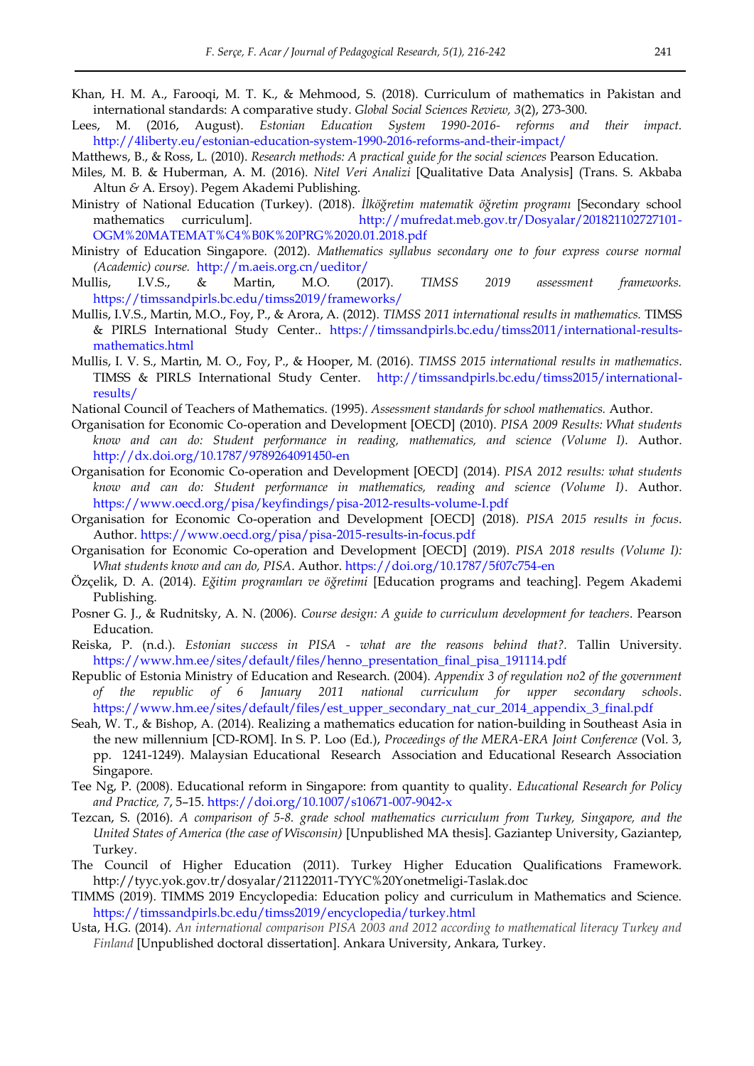Khan, H. M. A., Farooqi, M. T. K., & Mehmood, S. (2018). Curriculum of mathematics in Pakistan and international standards: A comparative study. *Global Social Sciences Review, 3*(2), 273-300.

Lees, M. (2016, August). *Estonian Education System 1990-2016- reforms and their impact.* http://4liberty.eu/estonian-education-system-1990-2016-reforms-and-their-impact/

Matthews, B., & Ross, L. (2010). *Research methods: A practical guide for the social sciences* Pearson Education.

Miles, M. B. & Huberman, A. M. (2016). *Nitel Veri Analizi* [Qualitative Data Analysis] (Trans. S. Akbaba Altun & A. Ersoy). Pegem Akademi Publishing.

Ministry of National Education (Turkey). (2018). *İlköğretim matematik öğretim programı* [Secondary school mathematics curriculum]. http://mufredat.meb.gov.tr/Dosyalar/201821102727101-OGM%20MATEMAT%C4%B0K%20PRG%2020.01.2018.pdf

Ministry of Education Singapore. (2012). *Mathematics syllabus secondary one to four express course normal (Academic) course.* http://m.aeis.org.cn/ueditor/

Mullis, I.V.S., & Martin, M.O. (2017). *TIMSS 2019 assessment frameworks.* https://timssandpirls.bc.edu/timss2019/frameworks/

Mullis, I.V.S., Martin, M.O., Foy, P., & Arora, A. (2012). *TIMSS 2011 international results in mathematics.* TIMSS & PIRLS International Study Center.. https://timssandpirls.bc.edu/timss2011/international-results-mathematics.html

Mullis, I. V. S., Martin, M. O., Foy, P., & Hooper, M. (2016). *TIMSS 2015 international results in mathematics*. TIMSS & PIRLS International Study Center. http://timssandpirls.bc.edu/timss2015/international-results/

National Council of Teachers of Mathematics. (1995). *Assessment standards for school mathematics.* Author.

Organisation for Economic Co-operation and Development [OECD] (2010). *PISA 2009 Results: What students know and can do: Student performance in reading, mathematics, and science (Volume I)*. Author. http://dx.doi.org/10.1787/9789264091450-en

Organisation for Economic Co-operation and Development [OECD] (2014). *PISA 2012 results: what students know and can do: Student performance in mathematics, reading and science (Volume I)*. Author. https://www.oecd.org/pisa/keyfindings/pisa-2012-results-volume-I.pdf

Organisation for Economic Co-operation and Development [OECD] (2018). *PISA 2015 results in focus*. Author. https://www.oecd.org/pisa/pisa-2015-results-in-focus.pdf

Organisation for Economic Co-operation and Development [OECD] (2019). *PISA 2018 results (Volume I): What students know and can do, PISA*. Author. https://doi.org/10.1787/5f07c754-en

Özçelik, D. A. (2014). *Eğitim programları ve öğretimi* [Education programs and teaching]. Pegem Akademi Publishing.

Posner G. J., & Rudnitsky, A. N. (2006). *Course design: A guide to curriculum development for teachers*. Pearson Education.

Reiska, P. (n.d.). *Estonian success in PISA - what are the reasons behind that?*. Tallin University. https://www.hm.ee/sites/default/files/henno_presentation_final_pisa_191114.pdf

Republic of Estonia Ministry of Education and Research. (2004). *Appendix 3 of regulation no2 of the government of the republic of 6 January 2011 national curriculum for upper secondary schools*. https://www.hm.ee/sites/default/files/est_upper_secondary_nat_cur_2014_appendix_3_final.pdf

Seah, W. T., & Bishop, A. (2014). Realizing a mathematics education for nation-building in Southeast Asia in the new millennium [CD-ROM]. In S. P. Loo (Ed.), *Proceedings of the MERA-ERA Joint Conference* (Vol. 3, pp. 1241-1249). Malaysian Educational Research Association and Educational Research Association Singapore.

Tee Ng, P. (2008). Educational reform in Singapore: from quantity to quality. *Educational Research for Policy and Practice, 7*, 5–15. https://doi.org/10.1007/s10671-007-9042-x

Tezcan, S. (2016). *A comparison of 5-8. grade school mathematics curriculum from Turkey, Singapore, and the United States of America (the case of Wisconsin)* [Unpublished MA thesis]. Gaziantep University, Gaziantep, Turkey.

The Council of Higher Education (2011). Turkey Higher Education Qualifications Framework. http://tyyc.yok.gov.tr/dosyalar/21122011-TYYC%20Yonetmeligi-Taslak.doc

TIMMS (2019). TIMMS 2019 Encyclopedia: Education policy and curriculum in Mathematics and Science. https://timssandpirls.bc.edu/timss2019/encyclopedia/turkey.html

Usta, H.G. (2014). *An international comparison PISA 2003 and 2012 according to mathematical literacy Turkey and Finland* [Unpublished doctoral dissertation]. Ankara University, Ankara, Turkey.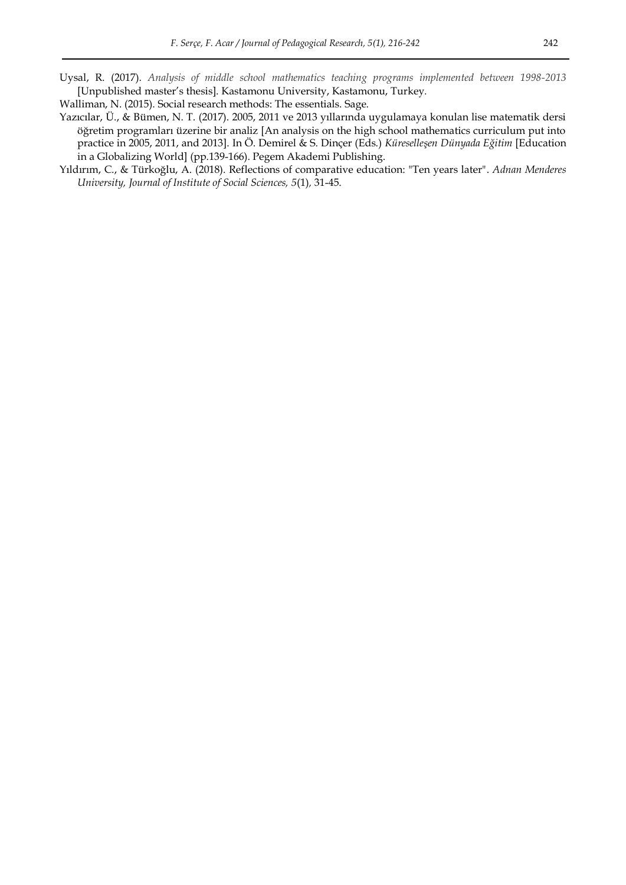Uysal, R. (2017). *Analysis of middle school mathematics teaching programs implemented between 1998-2013* [Unpublished master's thesis]. Kastamonu University, Kastamonu, Turkey.

Walliman, N. (2015). Social research methods: The essentials. Sage.

Yazıcılar, Ü., & Bümen, N. T. (2017). 2005, 2011 ve 2013 yıllarında uygulamaya konulan lise matematik dersi öğretim programları üzerine bir analiz [An analysis on the high school mathematics curriculum put into practice in 2005, 2011, and 2013]. In Ö. Demirel & S. Dinçer (Eds.) *Küreselleşen Dünyada Eğitim* [Education in a Globalizing World] (pp.139-166). Pegem Akademi Publishing.

Yıldırım, C., & Türkoğlu, A. (2018). Reflections of comparative education: "Ten years later". *Adnan Menderes University, Journal of Institute of Social Sciences, 5*(1), 31-45.